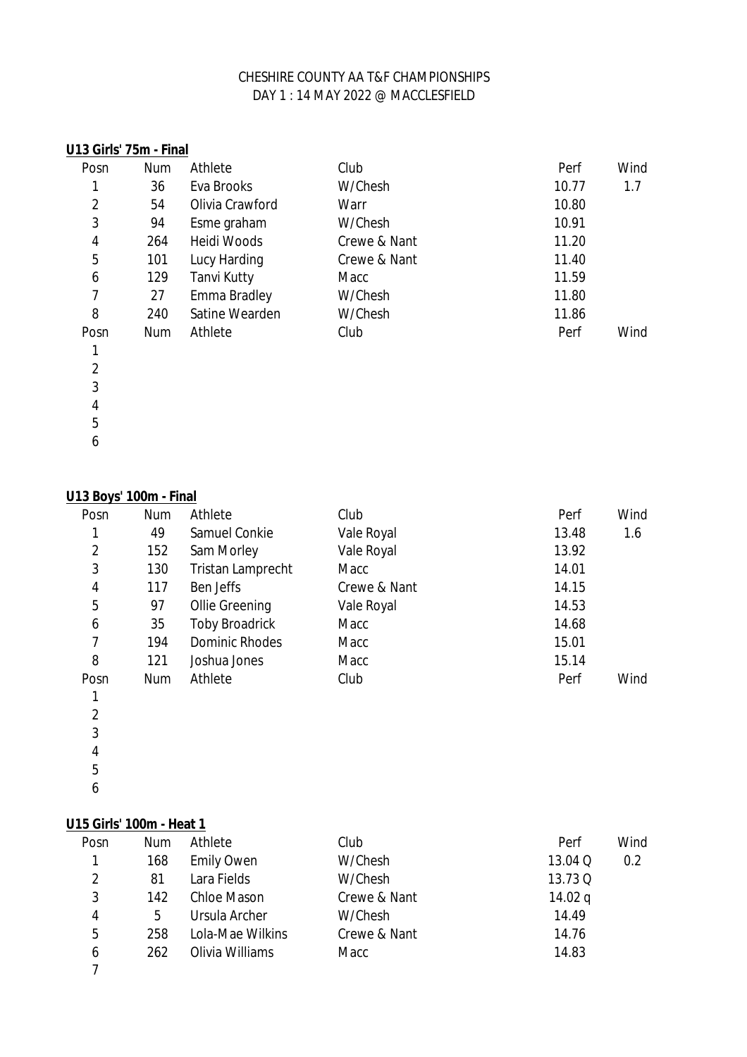CHESHIRE COUNTY AA T&F CHAMPIONSHIPS
DAY 1 : 14 MAY 2022 @ MACCLESFIELD

**U13 Girls' 75m - Final**

| Posn | Num | Athlete | Club | Perf | Wind |
|---|---|---|---|---|---|
| 1 | 36 | Eva Brooks | W/Chesh | 10.77 | 1.7 |
| 2 | 54 | Olivia Crawford | Warr | 10.80 | |
| 3 | 94 | Esme graham | W/Chesh | 10.91 | |
| 4 | 264 | Heidi Woods | Crewe & Nant | 11.20 | |
| 5 | 101 | Lucy Harding | Crewe & Nant | 11.40 | |
| 6 | 129 | Tanvi Kutty | Macc | 11.59 | |
| 7 | 27 | Emma Bradley | W/Chesh | 11.80 | |
| 8 | 240 | Satine Wearden | W/Chesh | 11.86 | |

| Posn | Num | Athlete | Club | Perf | Wind |
|---|---|---|---|---|---|
| 1 | | | | | |
| 2 | | | | | |
| 3 | | | | | |
| 4 | | | | | |
| 5 | | | | | |
| 6 | | | | | |

**U13 Boys' 100m - Final**

| Posn | Num | Athlete | Club | Perf | Wind |
|---|---|---|---|---|---|
| 1 | 49 | Samuel Conkie | Vale Royal | 13.48 | 1.6 |
| 2 | 152 | Sam Morley | Vale Royal | 13.92 | |
| 3 | 130 | Tristan Lamprecht | Macc | 14.01 | |
| 4 | 117 | Ben Jeffs | Crewe & Nant | 14.15 | |
| 5 | 97 | Ollie Greening | Vale Royal | 14.53 | |
| 6 | 35 | Toby Broadrick | Macc | 14.68 | |
| 7 | 194 | Dominic Rhodes | Macc | 15.01 | |
| 8 | 121 | Joshua Jones | Macc | 15.14 | |

| Posn | Num | Athlete | Club | Perf | Wind |
|---|---|---|---|---|---|
| 1 | | | | | |
| 2 | | | | | |
| 3 | | | | | |
| 4 | | | | | |
| 5 | | | | | |
| 6 | | | | | |

**U15 Girls' 100m - Heat 1**

| Posn | Num | Athlete | Club | Perf | Wind |
|---|---|---|---|---|---|
| 1 | 168 | Emily Owen | W/Chesh | 13.04 Q | 0.2 |
| 2 | 81 | Lara Fields | W/Chesh | 13.73 Q | |
| 3 | 142 | Chloe Mason | Crewe & Nant | 14.02 q | |
| 4 | 5 | Ursula Archer | W/Chesh | 14.49 | |
| 5 | 258 | Lola-Mae Wilkins | Crewe & Nant | 14.76 | |
| 6 | 262 | Olivia Williams | Macc | 14.83 | |
| 7 | | | | | |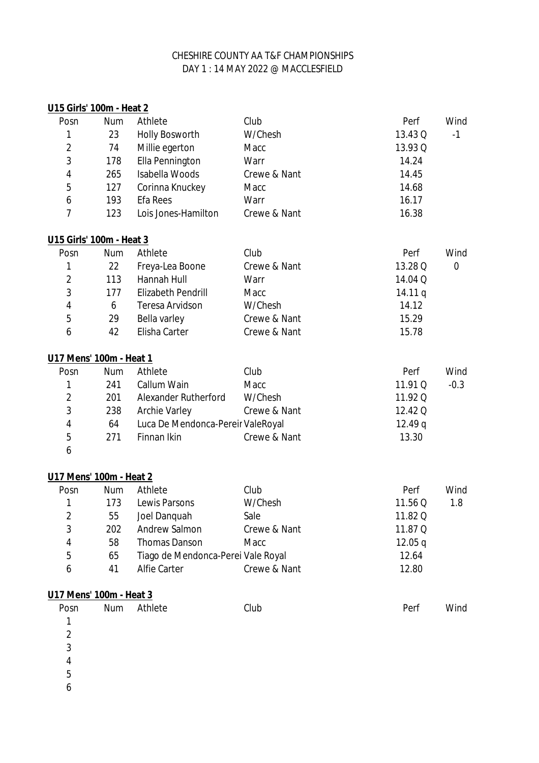CHESHIRE COUNTY AA T&F CHAMPIONSHIPS
DAY 1 : 14 MAY 2022 @ MACCLESFIELD

**U15 Girls' 100m - Heat 2**

| Posn | Num | Athlete | Club | Perf | Wind |
|---|---|---|---|---|---|
| 1 | 23 | Holly Bosworth | W/Chesh | 13.43 Q | -1 |
| 2 | 74 | Millie egerton | Macc | 13.93 Q | |
| 3 | 178 | Ella Pennington | Warr | 14.24 | |
| 4 | 265 | Isabella Woods | Crewe & Nant | 14.45 | |
| 5 | 127 | Corinna Knuckey | Macc | 14.68 | |
| 6 | 193 | Efa Rees | Warr | 16.17 | |
| 7 | 123 | Lois Jones-Hamilton | Crewe & Nant | 16.38 | |

**U15 Girls' 100m - Heat 3**

| Posn | Num | Athlete | Club | Perf | Wind |
|---|---|---|---|---|---|
| 1 | 22 | Freya-Lea Boone | Crewe & Nant | 13.28 Q | 0 |
| 2 | 113 | Hannah Hull | Warr | 14.04 Q | |
| 3 | 177 | Elizabeth Pendrill | Macc | 14.11 q | |
| 4 | 6 | Teresa Arvidson | W/Chesh | 14.12 | |
| 5 | 29 | Bella varley | Crewe & Nant | 15.29 | |
| 6 | 42 | Elisha Carter | Crewe & Nant | 15.78 | |

**U17 Mens' 100m - Heat 1**

| Posn | Num | Athlete | Club | Perf | Wind |
|---|---|---|---|---|---|
| 1 | 241 | Callum Wain | Macc | 11.91 Q | -0.3 |
| 2 | 201 | Alexander Rutherford | W/Chesh | 11.92 Q | |
| 3 | 238 | Archie Varley | Crewe & Nant | 12.42 Q | |
| 4 | 64 | Luca De Mendonca-Pereir | ValeRoyal | 12.49 q | |
| 5 | 271 | Finnan Ikin | Crewe & Nant | 13.30 | |
| 6 | | | | | |

**U17 Mens' 100m - Heat 2**

| Posn | Num | Athlete | Club | Perf | Wind |
|---|---|---|---|---|---|
| 1 | 173 | Lewis Parsons | W/Chesh | 11.56 Q | 1.8 |
| 2 | 55 | Joel Danquah | Sale | 11.82 Q | |
| 3 | 202 | Andrew Salmon | Crewe & Nant | 11.87 Q | |
| 4 | 58 | Thomas Danson | Macc | 12.05 q | |
| 5 | 65 | Tiago de Mendonca-Perei | Vale Royal | 12.64 | |
| 6 | 41 | Alfie Carter | Crewe & Nant | 12.80 | |

**U17 Mens' 100m - Heat 3**

| Posn | Num | Athlete | Club | Perf | Wind |
|---|---|---|---|---|---|
| 1 | | | | | |
| 2 | | | | | |
| 3 | | | | | |
| 4 | | | | | |
| 5 | | | | | |
| 6 | | | | | |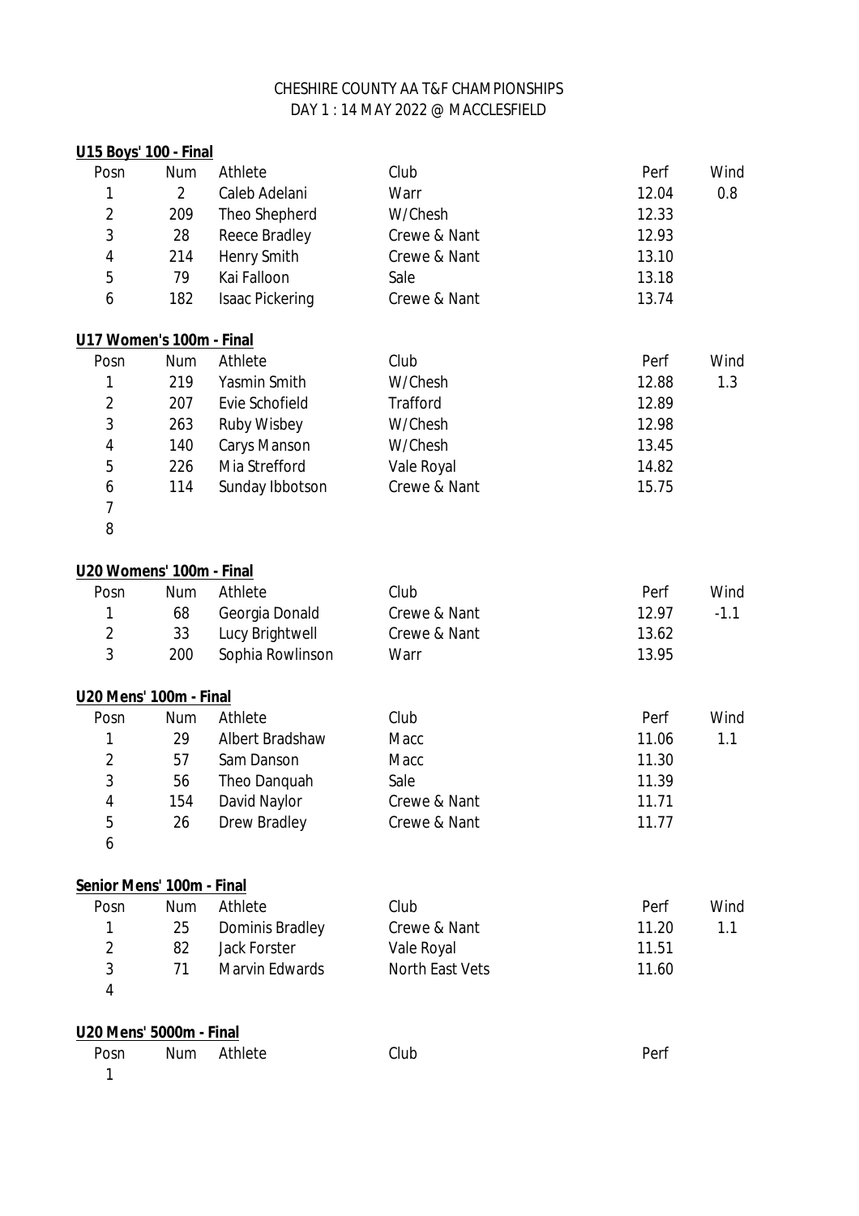CHESHIRE COUNTY AA T&F CHAMPIONSHIPS
DAY 1 : 14 MAY 2022 @ MACCLESFIELD

**U15 Boys' 100 - Final**

| Posn | Num | Athlete | Club | Perf | Wind |
|---|---|---|---|---|---|
| 1 | 2 | Caleb Adelani | Warr | 12.04 | 0.8 |
| 2 | 209 | Theo Shepherd | W/Chesh | 12.33 | |
| 3 | 28 | Reece Bradley | Crewe & Nant | 12.93 | |
| 4 | 214 | Henry Smith | Crewe & Nant | 13.10 | |
| 5 | 79 | Kai Falloon | Sale | 13.18 | |
| 6 | 182 | Isaac Pickering | Crewe & Nant | 13.74 | |

**U17 Women's 100m - Final**

| Posn | Num | Athlete | Club | Perf | Wind |
|---|---|---|---|---|---|
| 1 | 219 | Yasmin Smith | W/Chesh | 12.88 | 1.3 |
| 2 | 207 | Evie Schofield | Trafford | 12.89 | |
| 3 | 263 | Ruby Wisbey | W/Chesh | 12.98 | |
| 4 | 140 | Carys Manson | W/Chesh | 13.45 | |
| 5 | 226 | Mia Strefford | Vale Royal | 14.82 | |
| 6 | 114 | Sunday Ibbotson | Crewe & Nant | 15.75 | |
| 7 | | | | | |
| 8 | | | | | |

**U20 Womens' 100m - Final**

| Posn | Num | Athlete | Club | Perf | Wind |
|---|---|---|---|---|---|
| 1 | 68 | Georgia Donald | Crewe & Nant | 12.97 | -1.1 |
| 2 | 33 | Lucy Brightwell | Crewe & Nant | 13.62 | |
| 3 | 200 | Sophia Rowlinson | Warr | 13.95 | |

**U20 Mens' 100m - Final**

| Posn | Num | Athlete | Club | Perf | Wind |
|---|---|---|---|---|---|
| 1 | 29 | Albert Bradshaw | Macc | 11.06 | 1.1 |
| 2 | 57 | Sam Danson | Macc | 11.30 | |
| 3 | 56 | Theo Danquah | Sale | 11.39 | |
| 4 | 154 | David Naylor | Crewe & Nant | 11.71 | |
| 5 | 26 | Drew Bradley | Crewe & Nant | 11.77 | |
| 6 | | | | | |

**Senior Mens' 100m - Final**

| Posn | Num | Athlete | Club | Perf | Wind |
|---|---|---|---|---|---|
| 1 | 25 | Dominis Bradley | Crewe & Nant | 11.20 | 1.1 |
| 2 | 82 | Jack Forster | Vale Royal | 11.51 | |
| 3 | 71 | Marvin Edwards | North East Vets | 11.60 | |
| 4 | | | | | |

**U20 Mens' 5000m - Final**

| Posn | Num | Athlete | Club | Perf |
|---|---|---|---|---|
| 1 | | | | |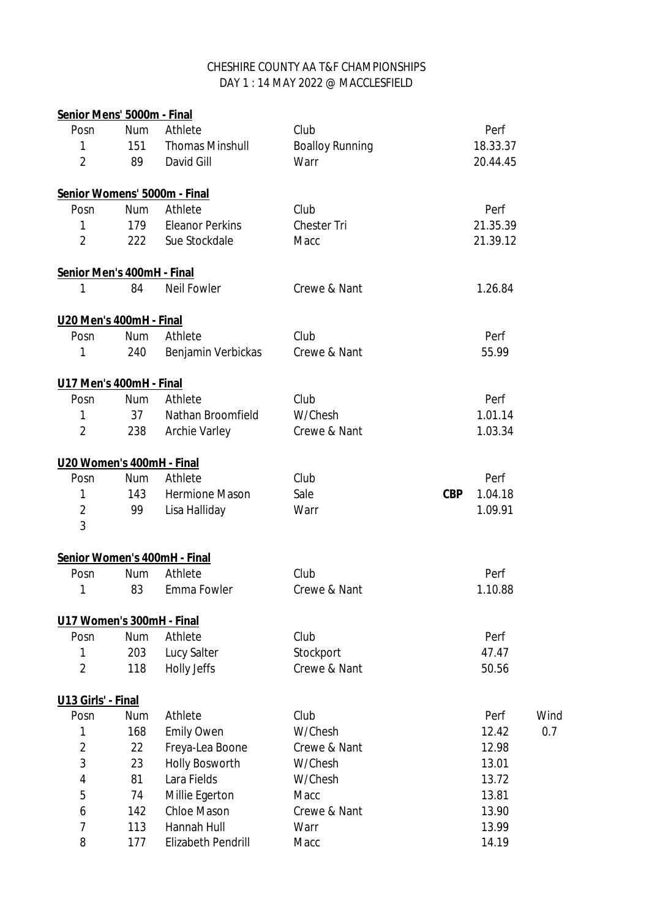CHESHIRE COUNTY AA T&F CHAMPIONSHIPS
DAY 1 : 14 MAY 2022 @ MACCLESFIELD

**Senior Mens' 5000m - Final**

| Posn | Num | Athlete | Club | | Perf |
|---|---|---|---|---|---|
| 1 | 151 | Thomas Minshull | Boalloy Running | | 18.33.37 |
| 2 | 89 | David Gill | Warr | | 20.44.45 |

**Senior Womens' 5000m - Final**

| Posn | Num | Athlete | Club | | Perf |
|---|---|---|---|---|---|
| 1 | 179 | Eleanor Perkins | Chester Tri | | 21.35.39 |
| 2 | 222 | Sue Stockdale | Macc | | 21.39.12 |

**Senior Men's 400mH - Final**

| Posn | Num | Athlete | Club | | Perf |
|---|---|---|---|---|---|
| 1 | 84 | Neil Fowler | Crewe & Nant | | 1.26.84 |

**U20 Men's 400mH - Final**

| Posn | Num | Athlete | Club | | Perf |
|---|---|---|---|---|---|
| 1 | 240 | Benjamin Verbickas | Crewe & Nant | | 55.99 |

**U17 Men's 400mH - Final**

| Posn | Num | Athlete | Club | | Perf |
|---|---|---|---|---|---|
| 1 | 37 | Nathan Broomfield | W/Chesh | | 1.01.14 |
| 2 | 238 | Archie Varley | Crewe & Nant | | 1.03.34 |

**U20 Women's 400mH - Final**

| Posn | Num | Athlete | Club | | Perf |
|---|---|---|---|---|---|
| 1 | 143 | Hermione Mason | Sale | **CBP** | 1.04.18 |
| 2 | 99 | Lisa Halliday | Warr | | 1.09.91 |
| 3 | | | | | |

**Senior Women's 400mH - Final**

| Posn | Num | Athlete | Club | | Perf |
|---|---|---|---|---|---|
| 1 | 83 | Emma Fowler | Crewe & Nant | | 1.10.88 |

**U17 Women's 300mH - Final**

| Posn | Num | Athlete | Club | | Perf |
|---|---|---|---|---|---|
| 1 | 203 | Lucy Salter | Stockport | | 47.47 |
| 2 | 118 | Holly Jeffs | Crewe & Nant | | 50.56 |

**U13 Girls' - Final**

| Posn | Num | Athlete | Club | | Perf | Wind |
|---|---|---|---|---|---|---|
| 1 | 168 | Emily Owen | W/Chesh | | 12.42 | 0.7 |
| 2 | 22 | Freya-Lea Boone | Crewe & Nant | | 12.98 | |
| 3 | 23 | Holly Bosworth | W/Chesh | | 13.01 | |
| 4 | 81 | Lara Fields | W/Chesh | | 13.72 | |
| 5 | 74 | Millie Egerton | Macc | | 13.81 | |
| 6 | 142 | Chloe Mason | Crewe & Nant | | 13.90 | |
| 7 | 113 | Hannah Hull | Warr | | 13.99 | |
| 8 | 177 | Elizabeth Pendrill | Macc | | 14.19 | |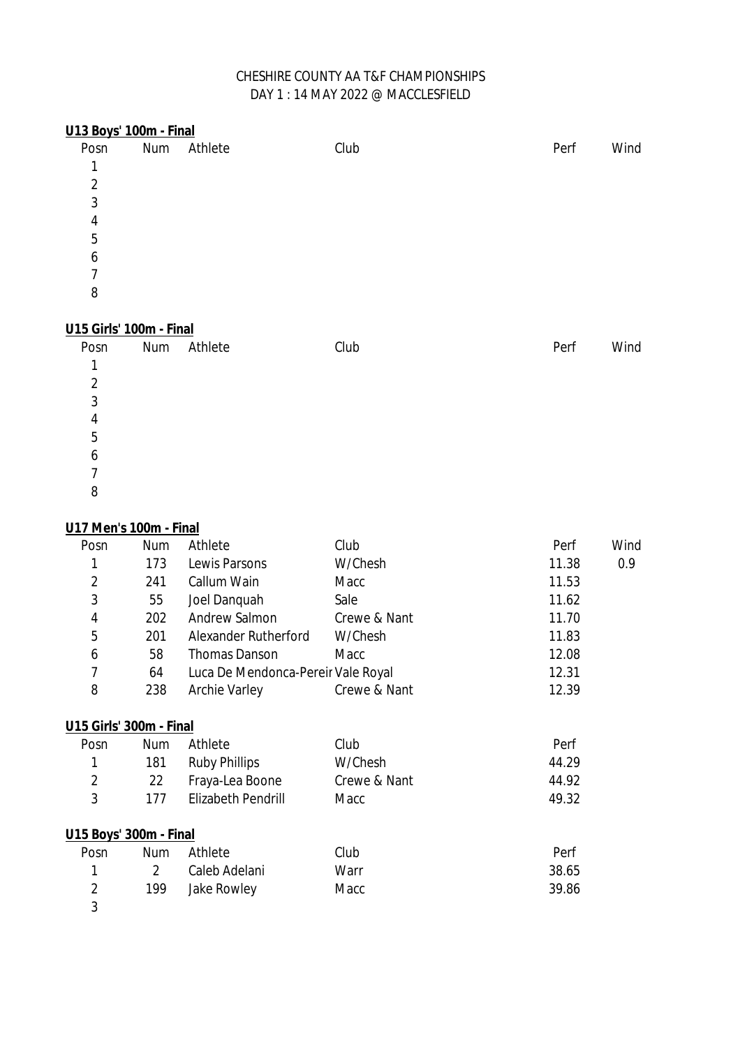CHESHIRE COUNTY AA T&F CHAMPIONSHIPS
DAY 1 : 14 MAY 2022 @ MACCLESFIELD

**U13 Boys' 100m - Final**

| Posn | Num | Athlete | Club | Perf | Wind |
|---|---|---|---|---|---|
| 1 | | | | | |
| 2 | | | | | |
| 3 | | | | | |
| 4 | | | | | |
| 5 | | | | | |
| 6 | | | | | |
| 7 | | | | | |
| 8 | | | | | |

**U15 Girls' 100m - Final**

| Posn | Num | Athlete | Club | Perf | Wind |
|---|---|---|---|---|---|
| 1 | | | | | |
| 2 | | | | | |
| 3 | | | | | |
| 4 | | | | | |
| 5 | | | | | |
| 6 | | | | | |
| 7 | | | | | |
| 8 | | | | | |

**U17 Men's 100m - Final**

| Posn | Num | Athlete | Club | Perf | Wind |
|---|---|---|---|---|---|
| 1 | 173 | Lewis Parsons | W/Chesh | 11.38 | 0.9 |
| 2 | 241 | Callum Wain | Macc | 11.53 | |
| 3 | 55 | Joel Danquah | Sale | 11.62 | |
| 4 | 202 | Andrew Salmon | Crewe & Nant | 11.70 | |
| 5 | 201 | Alexander Rutherford | W/Chesh | 11.83 | |
| 6 | 58 | Thomas Danson | Macc | 12.08 | |
| 7 | 64 | Luca De Mendonca-Pereir | Vale Royal | 12.31 | |
| 8 | 238 | Archie Varley | Crewe & Nant | 12.39 | |

**U15 Girls' 300m - Final**

| Posn | Num | Athlete | Club | Perf |
|---|---|---|---|---|
| 1 | 181 | Ruby Phillips | W/Chesh | 44.29 |
| 2 | 22 | Fraya-Lea Boone | Crewe & Nant | 44.92 |
| 3 | 177 | Elizabeth Pendrill | Macc | 49.32 |

**U15 Boys' 300m - Final**

| Posn | Num | Athlete | Club | Perf |
|---|---|---|---|---|
| 1 | 2 | Caleb Adelani | Warr | 38.65 |
| 2 | 199 | Jake Rowley | Macc | 39.86 |
| 3 | | | | |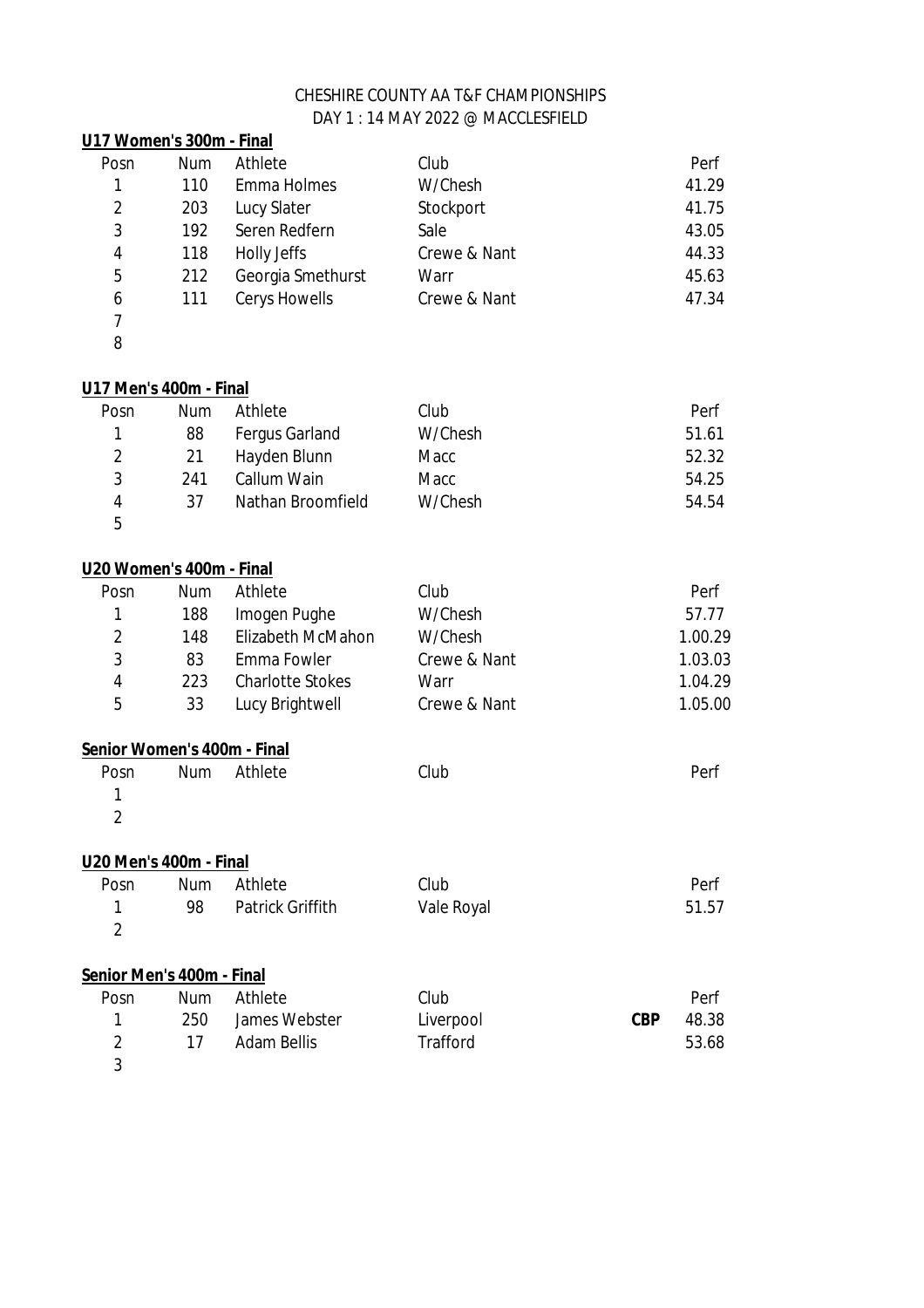CHESHIRE COUNTY AA T&F CHAMPIONSHIPS
DAY 1 : 14 MAY 2022 @ MACCLESFIELD

**U17 Women's 300m - Final**

| Posn | Num | Athlete | Club | | Perf |
|---|---|---|---|---|---|
| 1 | 110 | Emma Holmes | W/Chesh | | 41.29 |
| 2 | 203 | Lucy Slater | Stockport | | 41.75 |
| 3 | 192 | Seren Redfern | Sale | | 43.05 |
| 4 | 118 | Holly Jeffs | Crewe & Nant | | 44.33 |
| 5 | 212 | Georgia Smethurst | Warr | | 45.63 |
| 6 | 111 | Cerys Howells | Crewe & Nant | | 47.34 |
| 7 | | | | | |
| 8 | | | | | |

**U17 Men's 400m - Final**

| Posn | Num | Athlete | Club | | Perf |
|---|---|---|---|---|---|
| 1 | 88 | Fergus Garland | W/Chesh | | 51.61 |
| 2 | 21 | Hayden Blunn | Macc | | 52.32 |
| 3 | 241 | Callum Wain | Macc | | 54.25 |
| 4 | 37 | Nathan Broomfield | W/Chesh | | 54.54 |
| 5 | | | | | |

**U20 Women's 400m - Final**

| Posn | Num | Athlete | Club | | Perf |
|---|---|---|---|---|---|
| 1 | 188 | Imogen Pughe | W/Chesh | | 57.77 |
| 2 | 148 | Elizabeth McMahon | W/Chesh | | 1.00.29 |
| 3 | 83 | Emma Fowler | Crewe & Nant | | 1.03.03 |
| 4 | 223 | Charlotte Stokes | Warr | | 1.04.29 |
| 5 | 33 | Lucy Brightwell | Crewe & Nant | | 1.05.00 |

**Senior Women's 400m - Final**

| Posn | Num | Athlete | Club | | Perf |
|---|---|---|---|---|---|
| 1 | | | | | |
| 2 | | | | | |

**U20 Men's 400m - Final**

| Posn | Num | Athlete | Club | | Perf |
|---|---|---|---|---|---|
| 1 | 98 | Patrick Griffith | Vale Royal | | 51.57 |
| 2 | | | | | |

**Senior Men's 400m - Final**

| Posn | Num | Athlete | Club | | Perf |
|---|---|---|---|---|---|
| 1 | 250 | James Webster | Liverpool | **CBP** | 48.38 |
| 2 | 17 | Adam Bellis | Trafford | | 53.68 |
| 3 | | | | | |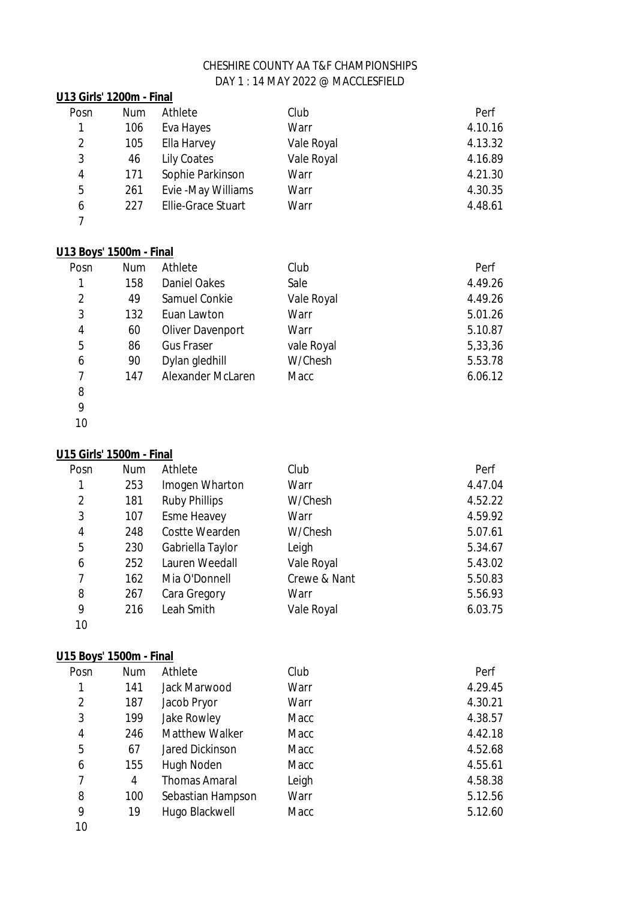CHESHIRE COUNTY AA T&F CHAMPIONSHIPS
DAY 1 : 14 MAY 2022 @ MACCLESFIELD

**U13 Girls' 1200m - Final**

| Posn | Num | Athlete | Club | Perf |
|---|---|---|---|---|
| 1 | 106 | Eva Hayes | Warr | 4.10.16 |
| 2 | 105 | Ella Harvey | Vale Royal | 4.13.32 |
| 3 | 46 | Lily Coates | Vale Royal | 4.16.89 |
| 4 | 171 | Sophie Parkinson | Warr | 4.21.30 |
| 5 | 261 | Evie -May Williams | Warr | 4.30.35 |
| 6 | 227 | Ellie-Grace Stuart | Warr | 4.48.61 |
| 7 | | | | |

**U13 Boys' 1500m - Final**

| Posn | Num | Athlete | Club | Perf |
|---|---|---|---|---|
| 1 | 158 | Daniel Oakes | Sale | 4.49.26 |
| 2 | 49 | Samuel Conkie | Vale Royal | 4.49.26 |
| 3 | 132 | Euan Lawton | Warr | 5.01.26 |
| 4 | 60 | Oliver Davenport | Warr | 5.10.87 |
| 5 | 86 | Gus Fraser | vale Royal | 5,33,36 |
| 6 | 90 | Dylan gledhill | W/Chesh | 5.53.78 |
| 7 | 147 | Alexander McLaren | Macc | 6.06.12 |
| 8 | | | | |
| 9 | | | | |
| 10 | | | | |

**U15 Girls' 1500m - Final**

| Posn | Num | Athlete | Club | Perf |
|---|---|---|---|---|
| 1 | 253 | Imogen Wharton | Warr | 4.47.04 |
| 2 | 181 | Ruby Phillips | W/Chesh | 4.52.22 |
| 3 | 107 | Esme Heavey | Warr | 4.59.92 |
| 4 | 248 | Costte Wearden | W/Chesh | 5.07.61 |
| 5 | 230 | Gabriella Taylor | Leigh | 5.34.67 |
| 6 | 252 | Lauren Weedall | Vale Royal | 5.43.02 |
| 7 | 162 | Mia O'Donnell | Crewe & Nant | 5.50.83 |
| 8 | 267 | Cara Gregory | Warr | 5.56.93 |
| 9 | 216 | Leah Smith | Vale Royal | 6.03.75 |
| 10 | | | | |

**U15 Boys' 1500m - Final**

| Posn | Num | Athlete | Club | Perf |
|---|---|---|---|---|
| 1 | 141 | Jack Marwood | Warr | 4.29.45 |
| 2 | 187 | Jacob Pryor | Warr | 4.30.21 |
| 3 | 199 | Jake Rowley | Macc | 4.38.57 |
| 4 | 246 | Matthew Walker | Macc | 4.42.18 |
| 5 | 67 | Jared Dickinson | Macc | 4.52.68 |
| 6 | 155 | Hugh Noden | Macc | 4.55.61 |
| 7 | 4 | Thomas Amaral | Leigh | 4.58.38 |
| 8 | 100 | Sebastian Hampson | Warr | 5.12.56 |
| 9 | 19 | Hugo Blackwell | Macc | 5.12.60 |
| 10 | | | | |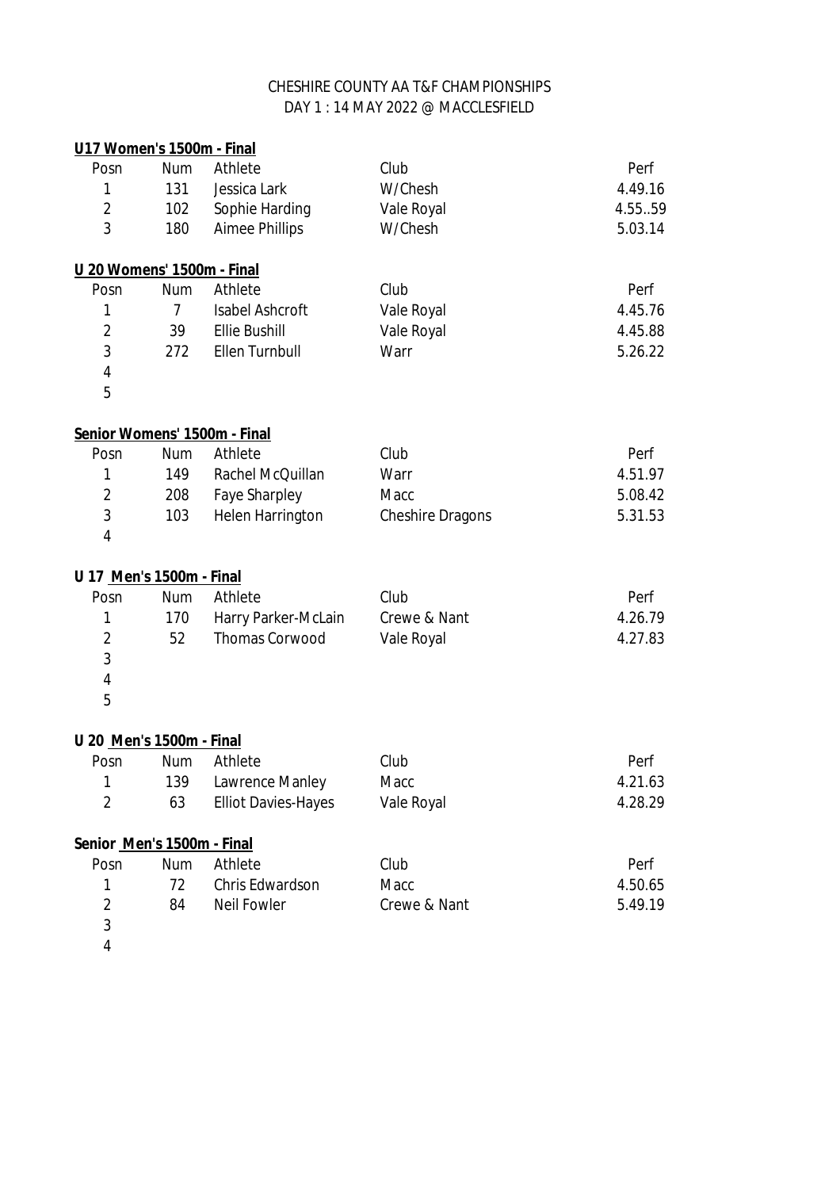CHESHIRE COUNTY AA T&F CHAMPIONSHIPS
DAY 1 : 14 MAY 2022 @ MACCLESFIELD

**U17 Women's 1500m - Final**

| Posn | Num | Athlete | Club | Perf |
|---|---|---|---|---|
| 1 | 131 | Jessica Lark | W/Chesh | 4.49.16 |
| 2 | 102 | Sophie Harding | Vale Royal | 4.55..59 |
| 3 | 180 | Aimee Phillips | W/Chesh | 5.03.14 |

**U 20 Womens' 1500m - Final**

| Posn | Num | Athlete | Club | Perf |
|---|---|---|---|---|
| 1 | 7 | Isabel Ashcroft | Vale Royal | 4.45.76 |
| 2 | 39 | Ellie Bushill | Vale Royal | 4.45.88 |
| 3 | 272 | Ellen Turnbull | Warr | 5.26.22 |
| 4 | | | | |
| 5 | | | | |

**Senior Womens' 1500m - Final**

| Posn | Num | Athlete | Club | Perf |
|---|---|---|---|---|
| 1 | 149 | Rachel McQuillan | Warr | 4.51.97 |
| 2 | 208 | Faye Sharpley | Macc | 5.08.42 |
| 3 | 103 | Helen Harrington | Cheshire Dragons | 5.31.53 |
| 4 | | | | |

**U 17 Men's 1500m - Final**

| Posn | Num | Athlete | Club | Perf |
|---|---|---|---|---|
| 1 | 170 | Harry Parker-McLain | Crewe & Nant | 4.26.79 |
| 2 | 52 | Thomas Corwood | Vale Royal | 4.27.83 |
| 3 | | | | |
| 4 | | | | |
| 5 | | | | |

**U 20 Men's 1500m - Final**

| Posn | Num | Athlete | Club | Perf |
|---|---|---|---|---|
| 1 | 139 | Lawrence Manley | Macc | 4.21.63 |
| 2 | 63 | Elliot Davies-Hayes | Vale Royal | 4.28.29 |

**Senior Men's 1500m - Final**

| Posn | Num | Athlete | Club | Perf |
|---|---|---|---|---|
| 1 | 72 | Chris Edwardson | Macc | 4.50.65 |
| 2 | 84 | Neil Fowler | Crewe & Nant | 5.49.19 |
| 3 | | | | |
| 4 | | | | |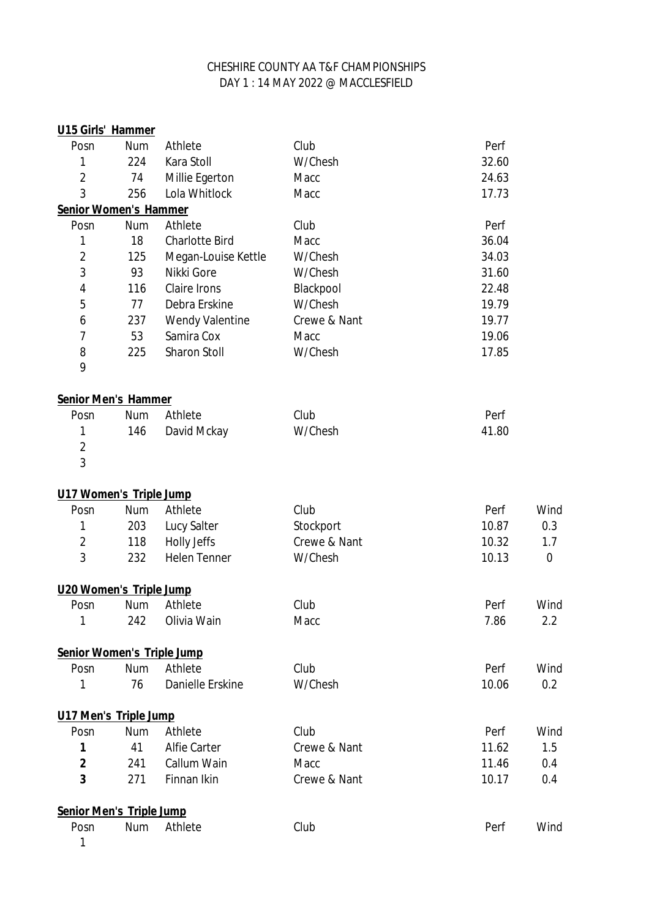CHESHIRE COUNTY AA T&F CHAMPIONSHIPS
DAY 1 : 14 MAY 2022 @ MACCLESFIELD

**U15 Girls' Hammer**

| Posn | Num | Athlete | Club | Perf |
|---|---|---|---|---|
| 1 | 224 | Kara Stoll | W/Chesh | 32.60 |
| 2 | 74 | Millie Egerton | Macc | 24.63 |
| 3 | 256 | Lola Whitlock | Macc | 17.73 |

**Senior Women's Hammer**

| Posn | Num | Athlete | Club | Perf |
|---|---|---|---|---|
| 1 | 18 | Charlotte Bird | Macc | 36.04 |
| 2 | 125 | Megan-Louise Kettle | W/Chesh | 34.03 |
| 3 | 93 | Nikki Gore | W/Chesh | 31.60 |
| 4 | 116 | Claire Irons | Blackpool | 22.48 |
| 5 | 77 | Debra Erskine | W/Chesh | 19.79 |
| 6 | 237 | Wendy Valentine | Crewe & Nant | 19.77 |
| 7 | 53 | Samira Cox | Macc | 19.06 |
| 8 | 225 | Sharon Stoll | W/Chesh | 17.85 |
| 9 | | | | |

**Senior Men's Hammer**

| Posn | Num | Athlete | Club | Perf |
|---|---|---|---|---|
| 1 | 146 | David Mckay | W/Chesh | 41.80 |
| 2 | | | | |
| 3 | | | | |

**U17 Women's Triple Jump**

| Posn | Num | Athlete | Club | Perf | Wind |
|---|---|---|---|---|---|
| 1 | 203 | Lucy Salter | Stockport | 10.87 | 0.3 |
| 2 | 118 | Holly Jeffs | Crewe & Nant | 10.32 | 1.7 |
| 3 | 232 | Helen Tenner | W/Chesh | 10.13 | 0 |

**U20 Women's Triple Jump**

| Posn | Num | Athlete | Club | Perf | Wind |
|---|---|---|---|---|---|
| 1 | 242 | Olivia Wain | Macc | 7.86 | 2.2 |

**Senior Women's Triple Jump**

| Posn | Num | Athlete | Club | Perf | Wind |
|---|---|---|---|---|---|
| 1 | 76 | Danielle Erskine | W/Chesh | 10.06 | 0.2 |

**U17 Men's Triple Jump**

| Posn | Num | Athlete | Club | Perf | Wind |
|---|---|---|---|---|---|
| **1** | 41 | Alfie Carter | Crewe & Nant | 11.62 | 1.5 |
| **2** | 241 | Callum Wain | Macc | 11.46 | 0.4 |
| **3** | 271 | Finnan Ikin | Crewe & Nant | 10.17 | 0.4 |

**Senior Men's Triple Jump**

| Posn | Num | Athlete | Club | Perf | Wind |
|---|---|---|---|---|---|
| 1 | | | | | |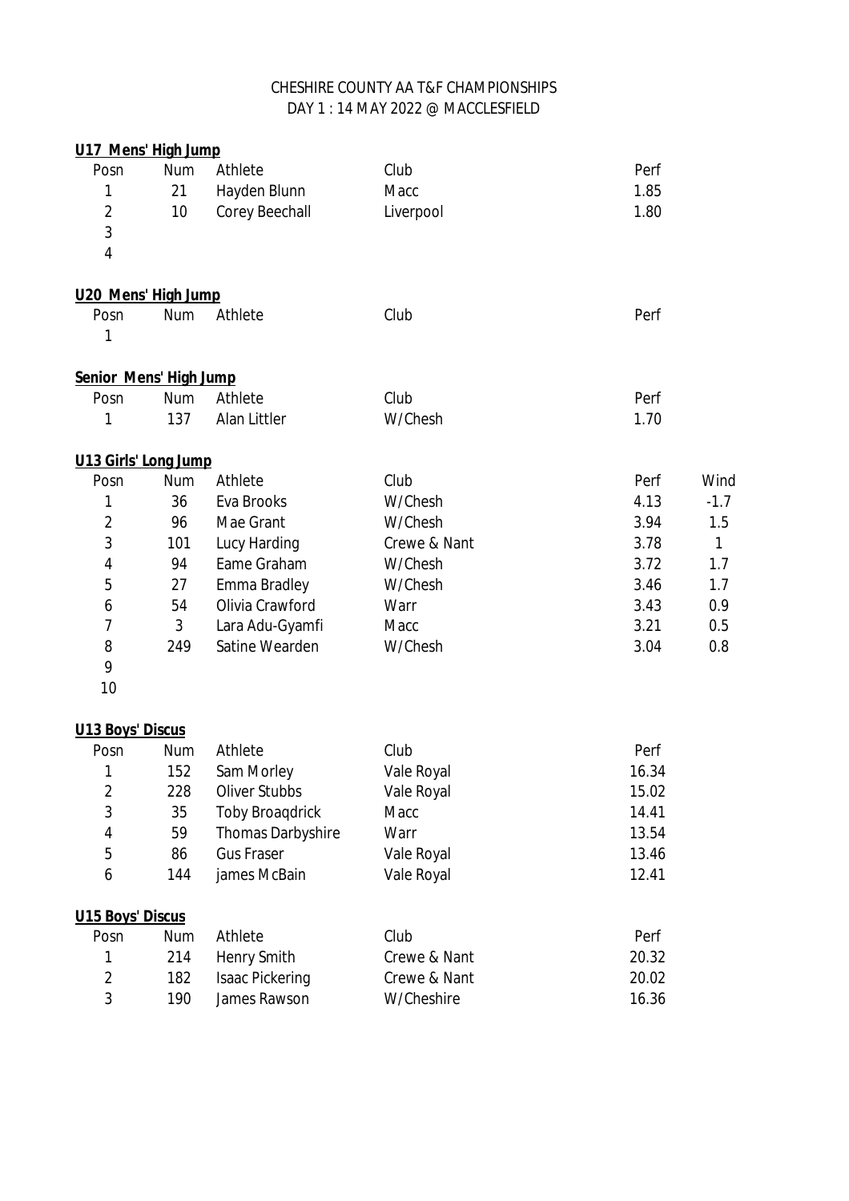CHESHIRE COUNTY AA T&F CHAMPIONSHIPS
DAY 1 : 14 MAY 2022 @ MACCLESFIELD

**U17 Mens' High Jump**

| Posn | Num | Athlete | Club | Perf |
|---|---|---|---|---|
| 1 | 21 | Hayden Blunn | Macc | 1.85 |
| 2 | 10 | Corey Beechall | Liverpool | 1.80 |
| 3 | | | | |
| 4 | | | | |

**U20 Mens' High Jump**

| Posn | Num | Athlete | Club | Perf |
|---|---|---|---|---|
| 1 | | | | |

**Senior Mens' High Jump**

| Posn | Num | Athlete | Club | Perf |
|---|---|---|---|---|
| 1 | 137 | Alan Littler | W/Chesh | 1.70 |

**U13 Girls' Long Jump**

| Posn | Num | Athlete | Club | Perf | Wind |
|---|---|---|---|---|---|
| 1 | 36 | Eva Brooks | W/Chesh | 4.13 | -1.7 |
| 2 | 96 | Mae Grant | W/Chesh | 3.94 | 1.5 |
| 3 | 101 | Lucy Harding | Crewe & Nant | 3.78 | 1 |
| 4 | 94 | Eame Graham | W/Chesh | 3.72 | 1.7 |
| 5 | 27 | Emma Bradley | W/Chesh | 3.46 | 1.7 |
| 6 | 54 | Olivia Crawford | Warr | 3.43 | 0.9 |
| 7 | 3 | Lara Adu-Gyamfi | Macc | 3.21 | 0.5 |
| 8 | 249 | Satine Wearden | W/Chesh | 3.04 | 0.8 |
| 9 | | | | | |
| 10 | | | | | |

**U13 Boys' Discus**

| Posn | Num | Athlete | Club | Perf |
|---|---|---|---|---|
| 1 | 152 | Sam Morley | Vale Royal | 16.34 |
| 2 | 228 | Oliver Stubbs | Vale Royal | 15.02 |
| 3 | 35 | Toby Broaqdrick | Macc | 14.41 |
| 4 | 59 | Thomas Darbyshire | Warr | 13.54 |
| 5 | 86 | Gus Fraser | Vale Royal | 13.46 |
| 6 | 144 | james McBain | Vale Royal | 12.41 |

**U15 Boys' Discus**

| Posn | Num | Athlete | Club | Perf |
|---|---|---|---|---|
| 1 | 214 | Henry Smith | Crewe & Nant | 20.32 |
| 2 | 182 | Isaac Pickering | Crewe & Nant | 20.02 |
| 3 | 190 | James Rawson | W/Cheshire | 16.36 |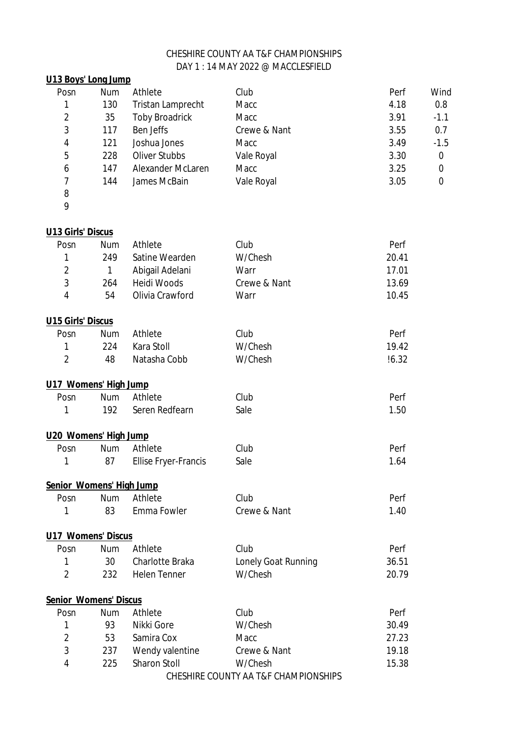CHESHIRE COUNTY AA T&F CHAMPIONSHIPS
DAY 1 : 14 MAY 2022 @ MACCLESFIELD

**U13 Boys' Long Jump**

| Posn | Num | Athlete | Club | Perf | Wind |
|---|---|---|---|---|---|
| 1 | 130 | Tristan Lamprecht | Macc | 4.18 | 0.8 |
| 2 | 35 | Toby Broadrick | Macc | 3.91 | -1.1 |
| 3 | 117 | Ben Jeffs | Crewe & Nant | 3.55 | 0.7 |
| 4 | 121 | Joshua Jones | Macc | 3.49 | -1.5 |
| 5 | 228 | Oliver Stubbs | Vale Royal | 3.30 | 0 |
| 6 | 147 | Alexander McLaren | Macc | 3.25 | 0 |
| 7 | 144 | James McBain | Vale Royal | 3.05 | 0 |
| 8 | | | | | |
| 9 | | | | | |

**U13 Girls' Discus**

| Posn | Num | Athlete | Club | Perf |
|---|---|---|---|---|
| 1 | 249 | Satine Wearden | W/Chesh | 20.41 |
| 2 | 1 | Abigail Adelani | Warr | 17.01 |
| 3 | 264 | Heidi Woods | Crewe & Nant | 13.69 |
| 4 | 54 | Olivia Crawford | Warr | 10.45 |

**U15 Girls' Discus**

| Posn | Num | Athlete | Club | Perf |
|---|---|---|---|---|
| 1 | 224 | Kara Stoll | W/Chesh | 19.42 |
| 2 | 48 | Natasha Cobb | W/Chesh | !6.32 |

**U17 Womens' High Jump**

| Posn | Num | Athlete | Club | Perf |
|---|---|---|---|---|
| 1 | 192 | Seren Redfearn | Sale | 1.50 |

**U20 Womens' High Jump**

| Posn | Num | Athlete | Club | Perf |
|---|---|---|---|---|
| 1 | 87 | Ellise Fryer-Francis | Sale | 1.64 |

**Senior Womens' High Jump**

| Posn | Num | Athlete | Club | Perf |
|---|---|---|---|---|
| 1 | 83 | Emma Fowler | Crewe & Nant | 1.40 |

**U17 Womens' Discus**

| Posn | Num | Athlete | Club | Perf |
|---|---|---|---|---|
| 1 | 30 | Charlotte Braka | Lonely Goat Running | 36.51 |
| 2 | 232 | Helen Tenner | W/Chesh | 20.79 |

**Senior Womens' Discus**

| Posn | Num | Athlete | Club | Perf |
|---|---|---|---|---|
| 1 | 93 | Nikki Gore | W/Chesh | 30.49 |
| 2 | 53 | Samira Cox | Macc | 27.23 |
| 3 | 237 | Wendy valentine | Crewe & Nant | 19.18 |
| 4 | 225 | Sharon Stoll | W/Chesh | 15.38 |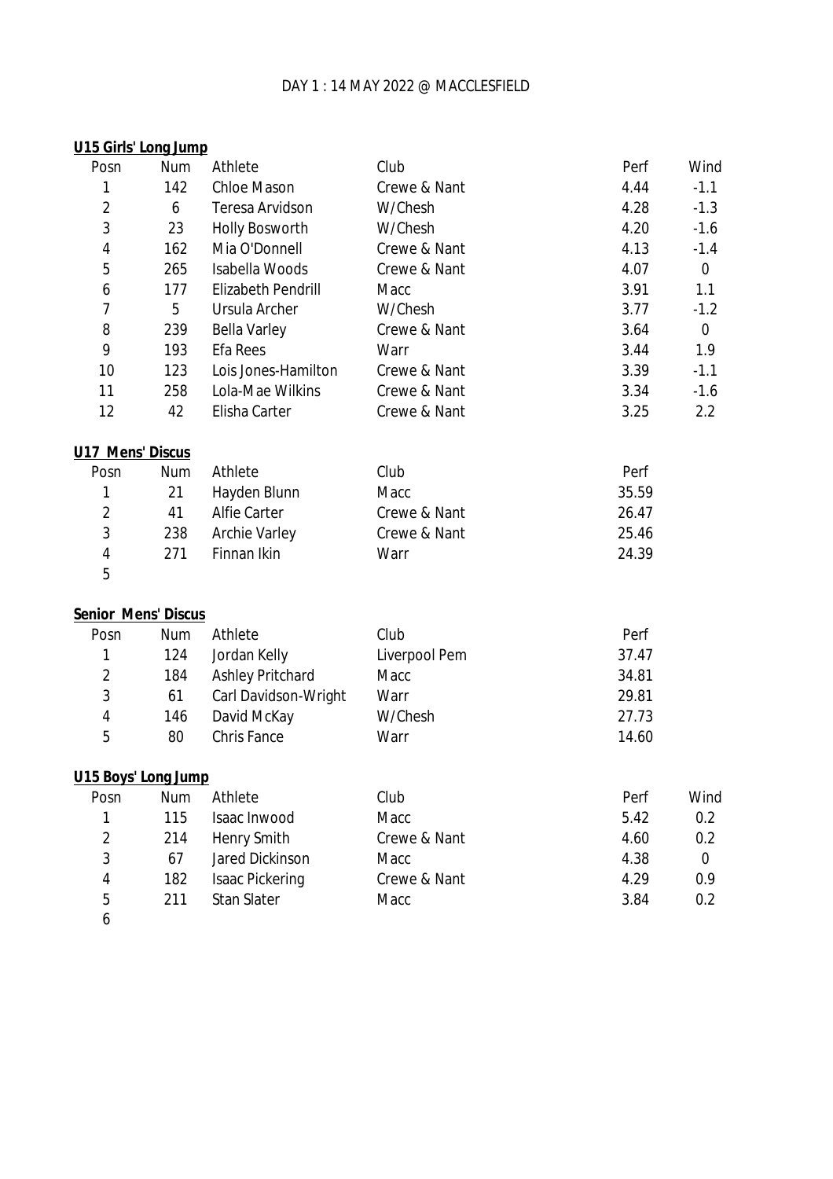DAY 1 : 14 MAY 2022 @ MACCLESFIELD

**U15 Girls' Long Jump**

| Posn | Num | Athlete | Club | Perf | Wind |
|---|---|---|---|---|---|
| 1 | 142 | Chloe Mason | Crewe & Nant | 4.44 | -1.1 |
| 2 | 6 | Teresa Arvidson | W/Chesh | 4.28 | -1.3 |
| 3 | 23 | Holly Bosworth | W/Chesh | 4.20 | -1.6 |
| 4 | 162 | Mia O'Donnell | Crewe & Nant | 4.13 | -1.4 |
| 5 | 265 | Isabella Woods | Crewe & Nant | 4.07 | 0 |
| 6 | 177 | Elizabeth Pendrill | Macc | 3.91 | 1.1 |
| 7 | 5 | Ursula Archer | W/Chesh | 3.77 | -1.2 |
| 8 | 239 | Bella Varley | Crewe & Nant | 3.64 | 0 |
| 9 | 193 | Efa Rees | Warr | 3.44 | 1.9 |
| 10 | 123 | Lois Jones-Hamilton | Crewe & Nant | 3.39 | -1.1 |
| 11 | 258 | Lola-Mae Wilkins | Crewe & Nant | 3.34 | -1.6 |
| 12 | 42 | Elisha Carter | Crewe & Nant | 3.25 | 2.2 |

**U17 Mens' Discus**

| Posn | Num | Athlete | Club | Perf |
|---|---|---|---|---|
| 1 | 21 | Hayden Blunn | Macc | 35.59 |
| 2 | 41 | Alfie Carter | Crewe & Nant | 26.47 |
| 3 | 238 | Archie Varley | Crewe & Nant | 25.46 |
| 4 | 271 | Finnan Ikin | Warr | 24.39 |
| 5 | | | | |

**Senior Mens' Discus**

| Posn | Num | Athlete | Club | Perf |
|---|---|---|---|---|
| 1 | 124 | Jordan Kelly | Liverpool Pem | 37.47 |
| 2 | 184 | Ashley Pritchard | Macc | 34.81 |
| 3 | 61 | Carl Davidson-Wright | Warr | 29.81 |
| 4 | 146 | David McKay | W/Chesh | 27.73 |
| 5 | 80 | Chris Fance | Warr | 14.60 |

**U15 Boys' Long Jump**

| Posn | Num | Athlete | Club | Perf | Wind |
|---|---|---|---|---|---|
| 1 | 115 | Isaac Inwood | Macc | 5.42 | 0.2 |
| 2 | 214 | Henry Smith | Crewe & Nant | 4.60 | 0.2 |
| 3 | 67 | Jared Dickinson | Macc | 4.38 | 0 |
| 4 | 182 | Isaac Pickering | Crewe & Nant | 4.29 | 0.9 |
| 5 | 211 | Stan Slater | Macc | 3.84 | 0.2 |
| 6 | | | | | |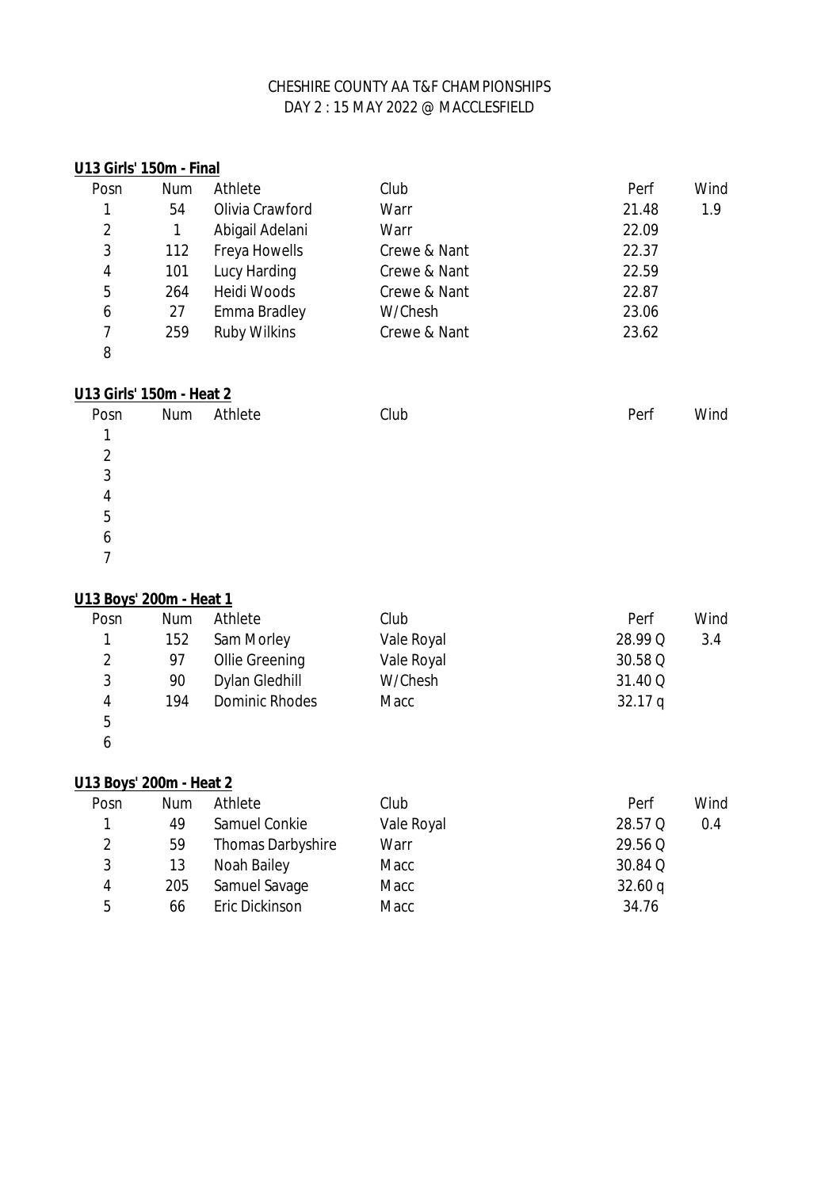CHESHIRE COUNTY AA T&F CHAMPIONSHIPS
DAY 2 : 15 MAY 2022 @ MACCLESFIELD

**U13 Girls' 150m - Final**

| Posn | Num | Athlete | Club | Perf | Wind |
|---|---|---|---|---|---|
| 1 | 54 | Olivia Crawford | Warr | 21.48 | 1.9 |
| 2 | 1 | Abigail Adelani | Warr | 22.09 | |
| 3 | 112 | Freya Howells | Crewe & Nant | 22.37 | |
| 4 | 101 | Lucy Harding | Crewe & Nant | 22.59 | |
| 5 | 264 | Heidi Woods | Crewe & Nant | 22.87 | |
| 6 | 27 | Emma Bradley | W/Chesh | 23.06 | |
| 7 | 259 | Ruby Wilkins | Crewe & Nant | 23.62 | |
| 8 | | | | | |

**U13 Girls' 150m - Heat 2**

| Posn | Num | Athlete | Club | Perf | Wind |
|---|---|---|---|---|---|
| 1 | | | | | |
| 2 | | | | | |
| 3 | | | | | |
| 4 | | | | | |
| 5 | | | | | |
| 6 | | | | | |
| 7 | | | | | |

**U13 Boys' 200m - Heat 1**

| Posn | Num | Athlete | Club | Perf | Wind |
|---|---|---|---|---|---|
| 1 | 152 | Sam Morley | Vale Royal | 28.99 Q | 3.4 |
| 2 | 97 | Ollie Greening | Vale Royal | 30.58 Q | |
| 3 | 90 | Dylan Gledhill | W/Chesh | 31.40 Q | |
| 4 | 194 | Dominic Rhodes | Macc | 32.17 q | |
| 5 | | | | | |
| 6 | | | | | |

**U13 Boys' 200m - Heat 2**

| Posn | Num | Athlete | Club | Perf | Wind |
|---|---|---|---|---|---|
| 1 | 49 | Samuel Conkie | Vale Royal | 28.57 Q | 0.4 |
| 2 | 59 | Thomas Darbyshire | Warr | 29.56 Q | |
| 3 | 13 | Noah Bailey | Macc | 30.84 Q | |
| 4 | 205 | Samuel Savage | Macc | 32.60 q | |
| 5 | 66 | Eric Dickinson | Macc | 34.76 | |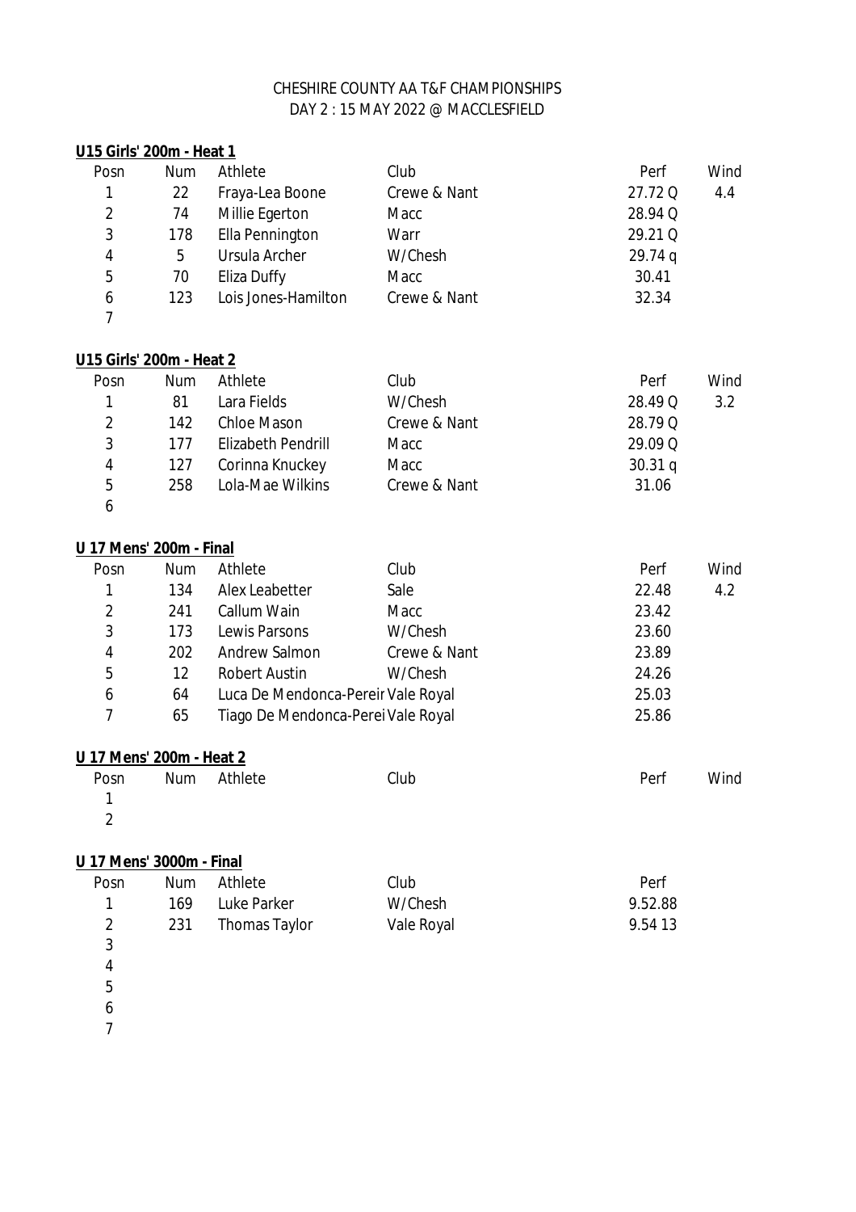CHESHIRE COUNTY AA T&F CHAMPIONSHIPS
DAY 2 : 15 MAY 2022 @ MACCLESFIELD

**U15 Girls' 200m - Heat 1**

| Posn | Num | Athlete | Club | Perf | Wind |
|---|---|---|---|---|---|
| 1 | 22 | Fraya-Lea Boone | Crewe & Nant | 27.72 Q | 4.4 |
| 2 | 74 | Millie Egerton | Macc | 28.94 Q | |
| 3 | 178 | Ella Pennington | Warr | 29.21 Q | |
| 4 | 5 | Ursula Archer | W/Chesh | 29.74 q | |
| 5 | 70 | Eliza Duffy | Macc | 30.41 | |
| 6 | 123 | Lois Jones-Hamilton | Crewe & Nant | 32.34 | |
| 7 | | | | | |

**U15 Girls' 200m - Heat 2**

| Posn | Num | Athlete | Club | Perf | Wind |
|---|---|---|---|---|---|
| 1 | 81 | Lara Fields | W/Chesh | 28.49 Q | 3.2 |
| 2 | 142 | Chloe Mason | Crewe & Nant | 28.79 Q | |
| 3 | 177 | Elizabeth Pendrill | Macc | 29.09 Q | |
| 4 | 127 | Corinna Knuckey | Macc | 30.31 q | |
| 5 | 258 | Lola-Mae Wilkins | Crewe & Nant | 31.06 | |
| 6 | | | | | |

**U 17 Mens' 200m - Final**

| Posn | Num | Athlete | Club | Perf | Wind |
|---|---|---|---|---|---|
| 1 | 134 | Alex Leabetter | Sale | 22.48 | 4.2 |
| 2 | 241 | Callum Wain | Macc | 23.42 | |
| 3 | 173 | Lewis Parsons | W/Chesh | 23.60 | |
| 4 | 202 | Andrew Salmon | Crewe & Nant | 23.89 | |
| 5 | 12 | Robert Austin | W/Chesh | 24.26 | |
| 6 | 64 | Luca De Mendonca-Pereir | Vale Royal | 25.03 | |
| 7 | 65 | Tiago De Mendonca-Perei | Vale Royal | 25.86 | |

**U 17 Mens' 200m - Heat 2**

| Posn | Num | Athlete | Club | Perf | Wind |
|---|---|---|---|---|---|
| 1 | | | | | |
| 2 | | | | | |

**U 17 Mens' 3000m - Final**

| Posn | Num | Athlete | Club | Perf |
|---|---|---|---|---|
| 1 | 169 | Luke Parker | W/Chesh | 9.52.88 |
| 2 | 231 | Thomas Taylor | Vale Royal | 9.54 13 |
| 3 | | | | |
| 4 | | | | |
| 5 | | | | |
| 6 | | | | |
| 7 | | | | |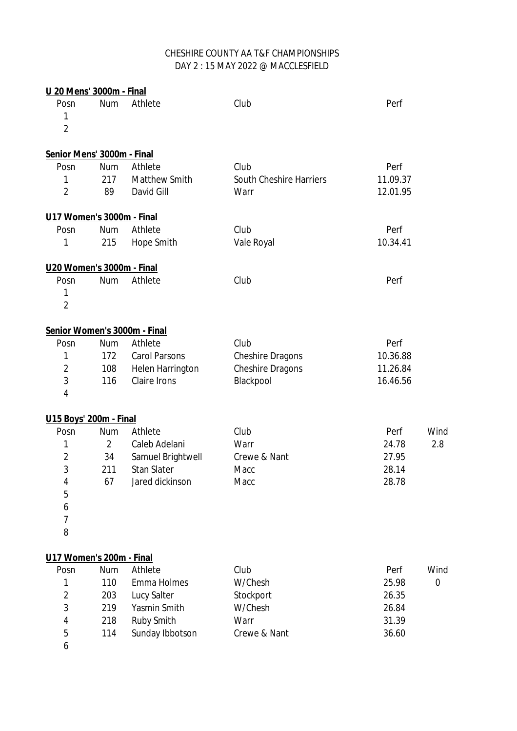CHESHIRE COUNTY AA T&F CHAMPIONSHIPS
DAY 2 : 15 MAY 2022 @ MACCLESFIELD

**U 20 Mens' 3000m - Final**

| Posn | Num | Athlete | Club | Perf |
|---|---|---|---|---|
| 1 | | | | |
| 2 | | | | |

**Senior Mens' 3000m - Final**

| Posn | Num | Athlete | Club | Perf |
|---|---|---|---|---|
| 1 | 217 | Matthew Smith | South Cheshire Harriers | 11.09.37 |
| 2 | 89 | David Gill | Warr | 12.01.95 |

**U17 Women's 3000m - Final**

| Posn | Num | Athlete | Club | Perf |
|---|---|---|---|---|
| 1 | 215 | Hope Smith | Vale Royal | 10.34.41 |

**U20 Women's 3000m - Final**

| Posn | Num | Athlete | Club | Perf |
|---|---|---|---|---|
| 1 | | | | |
| 2 | | | | |

**Senior Women's 3000m - Final**

| Posn | Num | Athlete | Club | Perf |
|---|---|---|---|---|
| 1 | 172 | Carol Parsons | Cheshire Dragons | 10.36.88 |
| 2 | 108 | Helen Harrington | Cheshire Dragons | 11.26.84 |
| 3 | 116 | Claire Irons | Blackpool | 16.46.56 |
| 4 | | | | |

**U15 Boys' 200m - Final**

| Posn | Num | Athlete | Club | Perf | Wind |
|---|---|---|---|---|---|
| 1 | 2 | Caleb Adelani | Warr | 24.78 | 2.8 |
| 2 | 34 | Samuel Brightwell | Crewe & Nant | 27.95 | |
| 3 | 211 | Stan Slater | Macc | 28.14 | |
| 4 | 67 | Jared dickinson | Macc | 28.78 | |
| 5 | | | | | |
| 6 | | | | | |
| 7 | | | | | |
| 8 | | | | | |

**U17 Women's 200m - Final**

| Posn | Num | Athlete | Club | Perf | Wind |
|---|---|---|---|---|---|
| 1 | 110 | Emma Holmes | W/Chesh | 25.98 | 0 |
| 2 | 203 | Lucy Salter | Stockport | 26.35 | |
| 3 | 219 | Yasmin Smith | W/Chesh | 26.84 | |
| 4 | 218 | Ruby Smith | Warr | 31.39 | |
| 5 | 114 | Sunday Ibbotson | Crewe & Nant | 36.60 | |
| 6 | | | | | |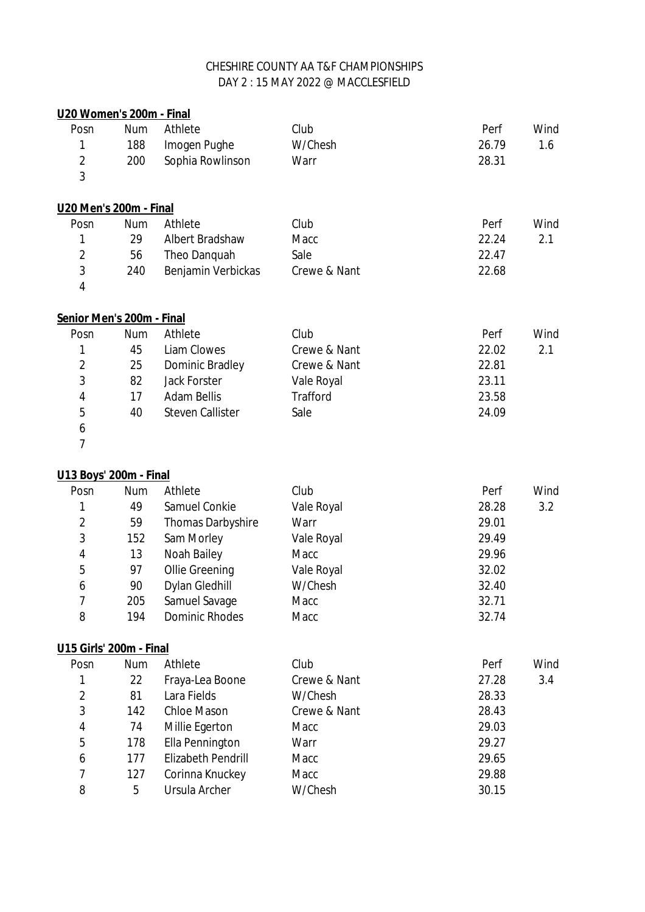CHESHIRE COUNTY AA T&F CHAMPIONSHIPS
DAY 2 : 15 MAY 2022 @ MACCLESFIELD

**U20 Women's 200m - Final**

| Posn | Num | Athlete | Club | Perf | Wind |
|---|---|---|---|---|---|
| 1 | 188 | Imogen Pughe | W/Chesh | 26.79 | 1.6 |
| 2 | 200 | Sophia Rowlinson | Warr | 28.31 | |
| 3 | | | | | |

**U20 Men's 200m - Final**

| Posn | Num | Athlete | Club | Perf | Wind |
|---|---|---|---|---|---|
| 1 | 29 | Albert Bradshaw | Macc | 22.24 | 2.1 |
| 2 | 56 | Theo Danquah | Sale | 22.47 | |
| 3 | 240 | Benjamin Verbickas | Crewe & Nant | 22.68 | |
| 4 | | | | | |

**Senior Men's 200m - Final**

| Posn | Num | Athlete | Club | Perf | Wind |
|---|---|---|---|---|---|
| 1 | 45 | Liam Clowes | Crewe & Nant | 22.02 | 2.1 |
| 2 | 25 | Dominic Bradley | Crewe & Nant | 22.81 | |
| 3 | 82 | Jack Forster | Vale Royal | 23.11 | |
| 4 | 17 | Adam Bellis | Trafford | 23.58 | |
| 5 | 40 | Steven Callister | Sale | 24.09 | |
| 6 | | | | | |
| 7 | | | | | |

**U13 Boys' 200m - Final**

| Posn | Num | Athlete | Club | Perf | Wind |
|---|---|---|---|---|---|
| 1 | 49 | Samuel Conkie | Vale Royal | 28.28 | 3.2 |
| 2 | 59 | Thomas Darbyshire | Warr | 29.01 | |
| 3 | 152 | Sam Morley | Vale Royal | 29.49 | |
| 4 | 13 | Noah Bailey | Macc | 29.96 | |
| 5 | 97 | Ollie Greening | Vale Royal | 32.02 | |
| 6 | 90 | Dylan Gledhill | W/Chesh | 32.40 | |
| 7 | 205 | Samuel Savage | Macc | 32.71 | |
| 8 | 194 | Dominic Rhodes | Macc | 32.74 | |

**U15 Girls' 200m - Final**

| Posn | Num | Athlete | Club | Perf | Wind |
|---|---|---|---|---|---|
| 1 | 22 | Fraya-Lea Boone | Crewe & Nant | 27.28 | 3.4 |
| 2 | 81 | Lara Fields | W/Chesh | 28.33 | |
| 3 | 142 | Chloe Mason | Crewe & Nant | 28.43 | |
| 4 | 74 | Millie Egerton | Macc | 29.03 | |
| 5 | 178 | Ella Pennington | Warr | 29.27 | |
| 6 | 177 | Elizabeth Pendrill | Macc | 29.65 | |
| 7 | 127 | Corinna Knuckey | Macc | 29.88 | |
| 8 | 5 | Ursula Archer | W/Chesh | 30.15 | |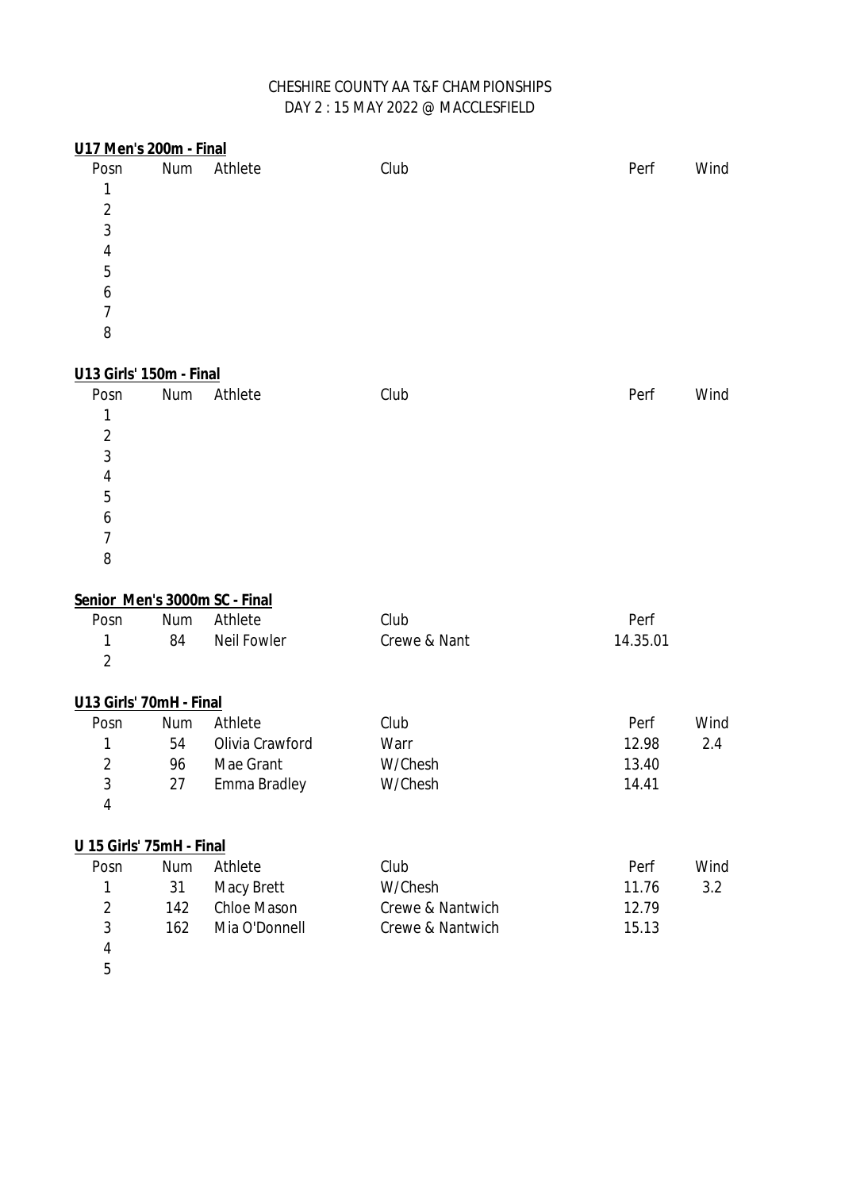CHESHIRE COUNTY AA T&F CHAMPIONSHIPS
DAY 2 : 15 MAY 2022 @ MACCLESFIELD

**U17 Men's 200m - Final**

| Posn | Num | Athlete | Club | Perf | Wind |
|---|---|---|---|---|---|
| 1 | | | | | |
| 2 | | | | | |
| 3 | | | | | |
| 4 | | | | | |
| 5 | | | | | |
| 6 | | | | | |
| 7 | | | | | |
| 8 | | | | | |

**U13 Girls' 150m - Final**

| Posn | Num | Athlete | Club | Perf | Wind |
|---|---|---|---|---|---|
| 1 | | | | | |
| 2 | | | | | |
| 3 | | | | | |
| 4 | | | | | |
| 5 | | | | | |
| 6 | | | | | |
| 7 | | | | | |
| 8 | | | | | |

**Senior Men's 3000m SC - Final**

| Posn | Num | Athlete | Club | Perf |
|---|---|---|---|---|
| 1 | 84 | Neil Fowler | Crewe & Nant | 14.35.01 |
| 2 | | | | |

**U13 Girls' 70mH - Final**

| Posn | Num | Athlete | Club | Perf | Wind |
|---|---|---|---|---|---|
| 1 | 54 | Olivia Crawford | Warr | 12.98 | 2.4 |
| 2 | 96 | Mae Grant | W/Chesh | 13.40 | |
| 3 | 27 | Emma Bradley | W/Chesh | 14.41 | |
| 4 | | | | | |

**U 15 Girls' 75mH - Final**

| Posn | Num | Athlete | Club | Perf | Wind |
|---|---|---|---|---|---|
| 1 | 31 | Macy Brett | W/Chesh | 11.76 | 3.2 |
| 2 | 142 | Chloe Mason | Crewe & Nantwich | 12.79 | |
| 3 | 162 | Mia O'Donnell | Crewe & Nantwich | 15.13 | |
| 4 | | | | | |
| 5 | | | | | |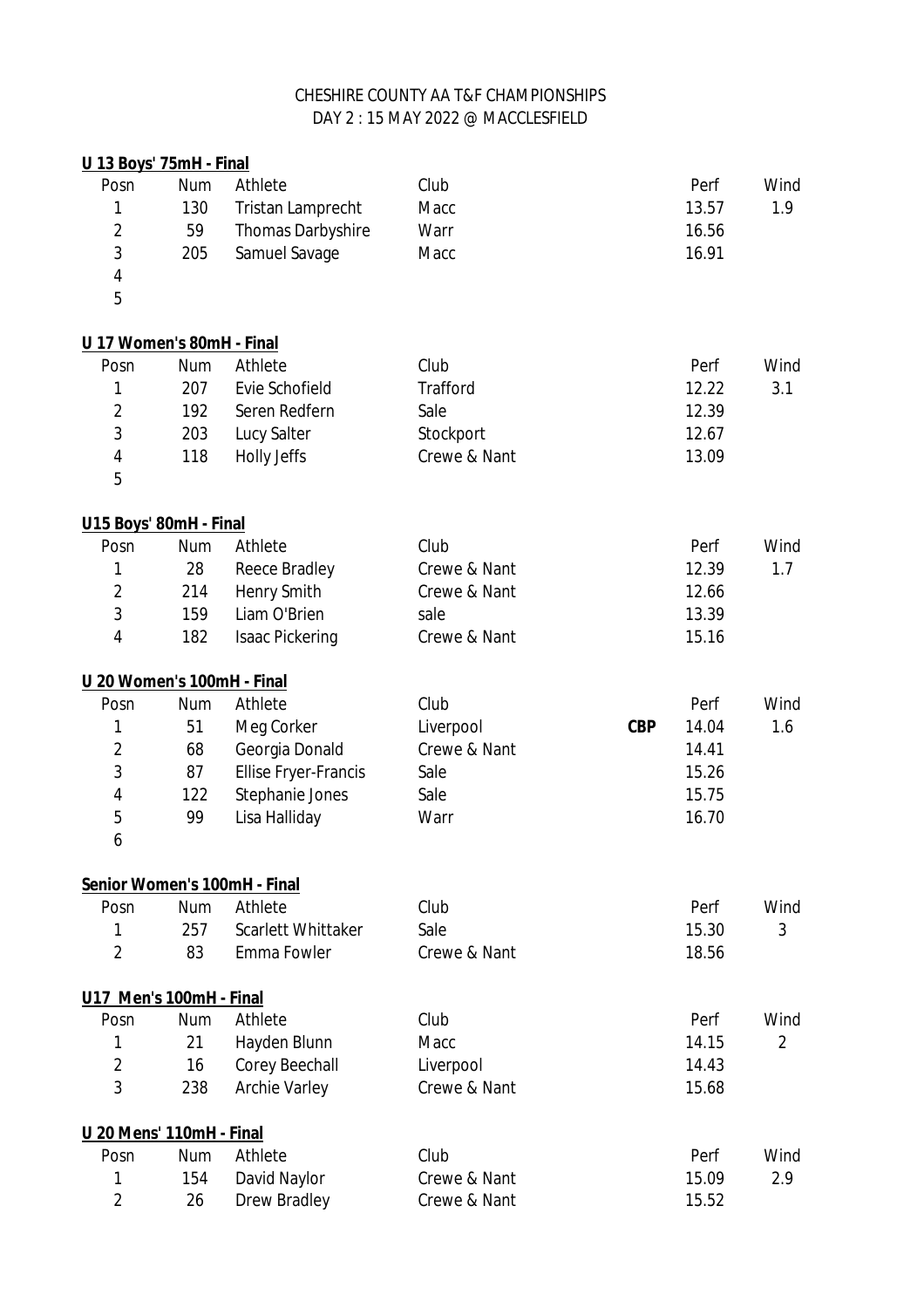CHESHIRE COUNTY AA T&F CHAMPIONSHIPS
DAY 2 : 15 MAY 2022 @ MACCLESFIELD

**U 13 Boys' 75mH - Final**

| Posn | Num | Athlete | Club | | Perf | Wind |
|---|---|---|---|---|---|---|
| 1 | 130 | Tristan Lamprecht | Macc | | 13.57 | 1.9 |
| 2 | 59 | Thomas Darbyshire | Warr | | 16.56 | |
| 3 | 205 | Samuel Savage | Macc | | 16.91 | |
| 4 | | | | | | |
| 5 | | | | | | |

**U 17 Women's 80mH - Final**

| Posn | Num | Athlete | Club | | Perf | Wind |
|---|---|---|---|---|---|---|
| 1 | 207 | Evie Schofield | Trafford | | 12.22 | 3.1 |
| 2 | 192 | Seren Redfern | Sale | | 12.39 | |
| 3 | 203 | Lucy Salter | Stockport | | 12.67 | |
| 4 | 118 | Holly Jeffs | Crewe & Nant | | 13.09 | |
| 5 | | | | | | |

**U15 Boys' 80mH - Final**

| Posn | Num | Athlete | Club | | Perf | Wind |
|---|---|---|---|---|---|---|
| 1 | 28 | Reece Bradley | Crewe & Nant | | 12.39 | 1.7 |
| 2 | 214 | Henry Smith | Crewe & Nant | | 12.66 | |
| 3 | 159 | Liam O'Brien | sale | | 13.39 | |
| 4 | 182 | Isaac Pickering | Crewe & Nant | | 15.16 | |

**U 20 Women's 100mH - Final**

| Posn | Num | Athlete | Club | | Perf | Wind |
|---|---|---|---|---|---|---|
| 1 | 51 | Meg Corker | Liverpool | **CBP** | 14.04 | 1.6 |
| 2 | 68 | Georgia Donald | Crewe & Nant | | 14.41 | |
| 3 | 87 | Ellise Fryer-Francis | Sale | | 15.26 | |
| 4 | 122 | Stephanie Jones | Sale | | 15.75 | |
| 5 | 99 | Lisa Halliday | Warr | | 16.70 | |
| 6 | | | | | | |

**Senior Women's 100mH - Final**

| Posn | Num | Athlete | Club | | Perf | Wind |
|---|---|---|---|---|---|---|
| 1 | 257 | Scarlett Whittaker | Sale | | 15.30 | 3 |
| 2 | 83 | Emma Fowler | Crewe & Nant | | 18.56 | |

**U17 Men's 100mH - Final**

| Posn | Num | Athlete | Club | | Perf | Wind |
|---|---|---|---|---|---|---|
| 1 | 21 | Hayden Blunn | Macc | | 14.15 | 2 |
| 2 | 16 | Corey Beechall | Liverpool | | 14.43 | |
| 3 | 238 | Archie Varley | Crewe & Nant | | 15.68 | |

**U 20 Mens' 110mH - Final**

| Posn | Num | Athlete | Club | | Perf | Wind |
|---|---|---|---|---|---|---|
| 1 | 154 | David Naylor | Crewe & Nant | | 15.09 | 2.9 |
| 2 | 26 | Drew Bradley | Crewe & Nant | | 15.52 | |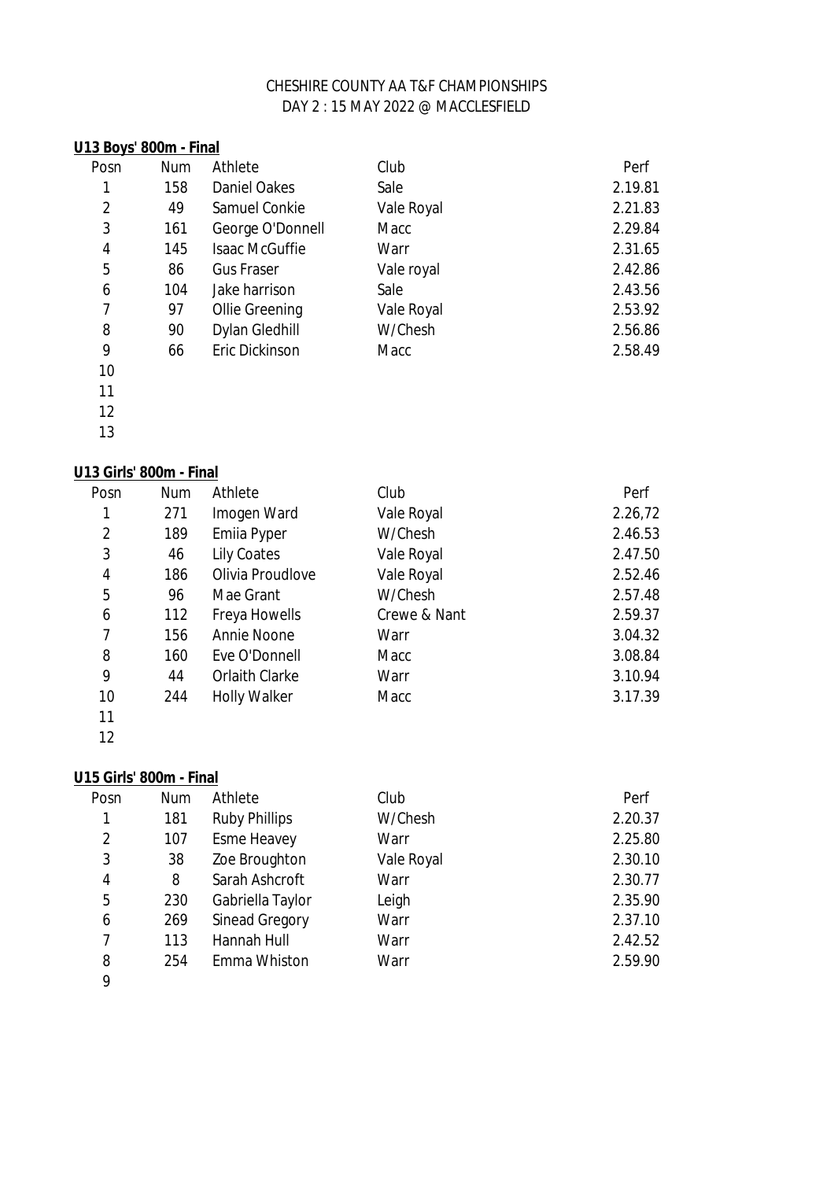CHESHIRE COUNTY AA T&F CHAMPIONSHIPS
DAY 2 : 15 MAY 2022 @ MACCLESFIELD

**U13 Boys' 800m - Final**

| Posn | Num | Athlete | Club | Perf |
|---|---|---|---|---|
| 1 | 158 | Daniel Oakes | Sale | 2.19.81 |
| 2 | 49 | Samuel Conkie | Vale Royal | 2.21.83 |
| 3 | 161 | George O'Donnell | Macc | 2.29.84 |
| 4 | 145 | Isaac McGuffie | Warr | 2.31.65 |
| 5 | 86 | Gus Fraser | Vale royal | 2.42.86 |
| 6 | 104 | Jake harrison | Sale | 2.43.56 |
| 7 | 97 | Ollie Greening | Vale Royal | 2.53.92 |
| 8 | 90 | Dylan Gledhill | W/Chesh | 2.56.86 |
| 9 | 66 | Eric Dickinson | Macc | 2.58.49 |
| 10 | | | | |
| 11 | | | | |
| 12 | | | | |
| 13 | | | | |

**U13 Girls' 800m - Final**

| Posn | Num | Athlete | Club | Perf |
|---|---|---|---|---|
| 1 | 271 | Imogen Ward | Vale Royal | 2.26,72 |
| 2 | 189 | Emiia Pyper | W/Chesh | 2.46.53 |
| 3 | 46 | Lily Coates | Vale Royal | 2.47.50 |
| 4 | 186 | Olivia Proudlove | Vale Royal | 2.52.46 |
| 5 | 96 | Mae Grant | W/Chesh | 2.57.48 |
| 6 | 112 | Freya Howells | Crewe & Nant | 2.59.37 |
| 7 | 156 | Annie Noone | Warr | 3.04.32 |
| 8 | 160 | Eve O'Donnell | Macc | 3.08.84 |
| 9 | 44 | Orlaith Clarke | Warr | 3.10.94 |
| 10 | 244 | Holly Walker | Macc | 3.17.39 |
| 11 | | | | |
| 12 | | | | |

**U15 Girls' 800m - Final**

| Posn | Num | Athlete | Club | Perf |
|---|---|---|---|---|
| 1 | 181 | Ruby Phillips | W/Chesh | 2.20.37 |
| 2 | 107 | Esme Heavey | Warr | 2.25.80 |
| 3 | 38 | Zoe Broughton | Vale Royal | 2.30.10 |
| 4 | 8 | Sarah Ashcroft | Warr | 2.30.77 |
| 5 | 230 | Gabriella Taylor | Leigh | 2.35.90 |
| 6 | 269 | Sinead Gregory | Warr | 2.37.10 |
| 7 | 113 | Hannah Hull | Warr | 2.42.52 |
| 8 | 254 | Emma Whiston | Warr | 2.59.90 |
| 9 | | | | |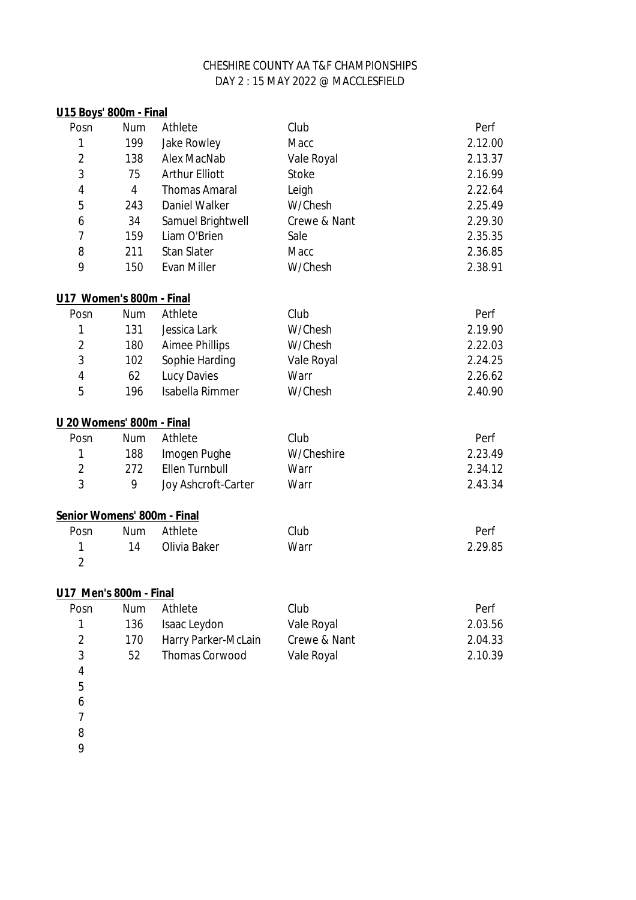CHESHIRE COUNTY AA T&F CHAMPIONSHIPS
DAY 2 : 15 MAY 2022 @ MACCLESFIELD

**U15 Boys' 800m - Final**

| Posn | Num | Athlete | Club | Perf |
|---|---|---|---|---|
| 1 | 199 | Jake Rowley | Macc | 2.12.00 |
| 2 | 138 | Alex MacNab | Vale Royal | 2.13.37 |
| 3 | 75 | Arthur Elliott | Stoke | 2.16.99 |
| 4 | 4 | Thomas Amaral | Leigh | 2.22.64 |
| 5 | 243 | Daniel Walker | W/Chesh | 2.25.49 |
| 6 | 34 | Samuel Brightwell | Crewe & Nant | 2.29.30 |
| 7 | 159 | Liam O'Brien | Sale | 2.35.35 |
| 8 | 211 | Stan Slater | Macc | 2.36.85 |
| 9 | 150 | Evan Miller | W/Chesh | 2.38.91 |

**U17 Women's 800m - Final**

| Posn | Num | Athlete | Club | Perf |
|---|---|---|---|---|
| 1 | 131 | Jessica Lark | W/Chesh | 2.19.90 |
| 2 | 180 | Aimee Phillips | W/Chesh | 2.22.03 |
| 3 | 102 | Sophie Harding | Vale Royal | 2.24.25 |
| 4 | 62 | Lucy Davies | Warr | 2.26.62 |
| 5 | 196 | Isabella Rimmer | W/Chesh | 2.40.90 |

**U 20 Womens' 800m - Final**

| Posn | Num | Athlete | Club | Perf |
|---|---|---|---|---|
| 1 | 188 | Imogen Pughe | W/Cheshire | 2.23.49 |
| 2 | 272 | Ellen Turnbull | Warr | 2.34.12 |
| 3 | 9 | Joy Ashcroft-Carter | Warr | 2.43.34 |

**Senior Womens' 800m - Final**

| Posn | Num | Athlete | Club | Perf |
|---|---|---|---|---|
| 1 | 14 | Olivia Baker | Warr | 2.29.85 |
| 2 | | | | |

**U17 Men's 800m - Final**

| Posn | Num | Athlete | Club | Perf |
|---|---|---|---|---|
| 1 | 136 | Isaac Leydon | Vale Royal | 2.03.56 |
| 2 | 170 | Harry Parker-McLain | Crewe & Nant | 2.04.33 |
| 3 | 52 | Thomas Corwood | Vale Royal | 2.10.39 |
| 4 | | | | |
| 5 | | | | |
| 6 | | | | |
| 7 | | | | |
| 8 | | | | |
| 9 | | | | |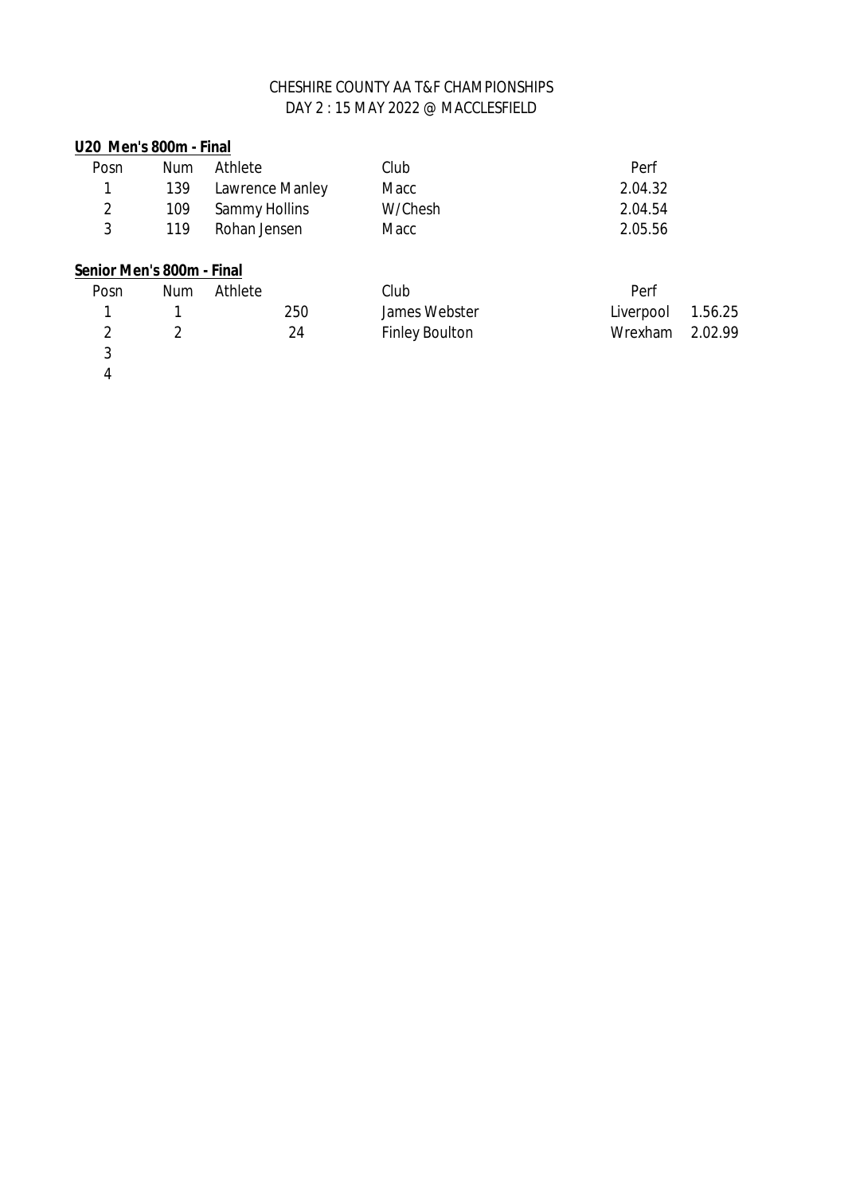CHESHIRE COUNTY AA T&F CHAMPIONSHIPS
DAY 2 : 15 MAY 2022 @ MACCLESFIELD

**U20 Men's 800m - Final**

| Posn | Num | Athlete | Club | Perf |
|---|---|---|---|---|
| 1 | 139 | Lawrence Manley | Macc | 2.04.32 |
| 2 | 109 | Sammy Hollins | W/Chesh | 2.04.54 |
| 3 | 119 | Rohan Jensen | Macc | 2.05.56 |

**Senior Men's 800m - Final**

| Posn | Num | Athlete | Club | Perf | |
|---|---|---|---|---|---|
| 1 | 1 | 250 | James Webster | Liverpool | 1.56.25 |
| 2 | 2 | 24 | Finley Boulton | Wrexham | 2.02.99 |
| 3 | | | | | |
| 4 | | | | | |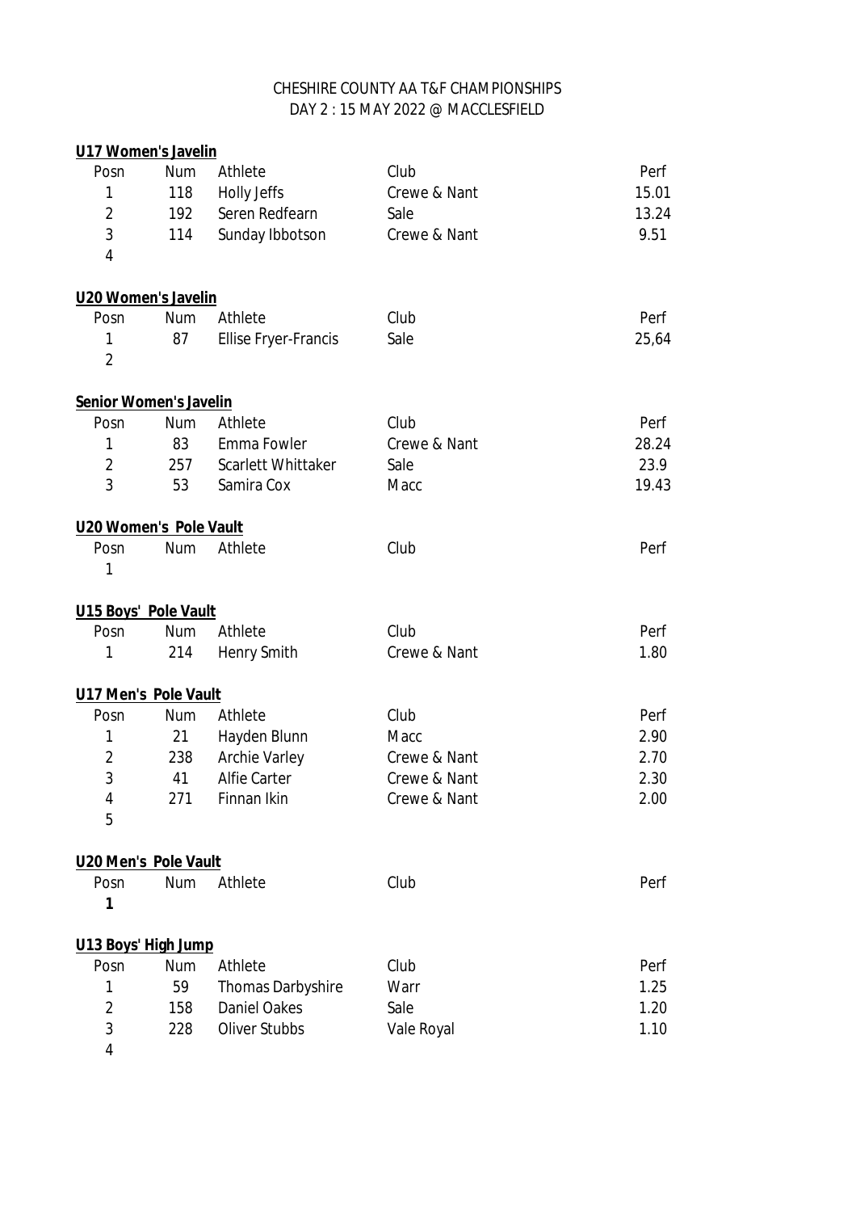CHESHIRE COUNTY AA T&F CHAMPIONSHIPS
DAY 2 : 15 MAY 2022 @ MACCLESFIELD

**U17 Women's Javelin**

| Posn | Num | Athlete | Club | Perf |
|---|---|---|---|---|
| 1 | 118 | Holly Jeffs | Crewe & Nant | 15.01 |
| 2 | 192 | Seren Redfearn | Sale | 13.24 |
| 3 | 114 | Sunday Ibbotson | Crewe & Nant | 9.51 |
| 4 | | | | |

**U20 Women's Javelin**

| Posn | Num | Athlete | Club | Perf |
|---|---|---|---|---|
| 1 | 87 | Ellise Fryer-Francis | Sale | 25,64 |
| 2 | | | | |

**Senior Women's Javelin**

| Posn | Num | Athlete | Club | Perf |
|---|---|---|---|---|
| 1 | 83 | Emma Fowler | Crewe & Nant | 28.24 |
| 2 | 257 | Scarlett Whittaker | Sale | 23.9 |
| 3 | 53 | Samira Cox | Macc | 19.43 |

**U20 Women's Pole Vault**

| Posn | Num | Athlete | Club | Perf |
|---|---|---|---|---|
| 1 | | | | |

**U15 Boys' Pole Vault**

| Posn | Num | Athlete | Club | Perf |
|---|---|---|---|---|
| 1 | 214 | Henry Smith | Crewe & Nant | 1.80 |

**U17 Men's Pole Vault**

| Posn | Num | Athlete | Club | Perf |
|---|---|---|---|---|
| 1 | 21 | Hayden Blunn | Macc | 2.90 |
| 2 | 238 | Archie Varley | Crewe & Nant | 2.70 |
| 3 | 41 | Alfie Carter | Crewe & Nant | 2.30 |
| 4 | 271 | Finnan Ikin | Crewe & Nant | 2.00 |
| 5 | | | | |

**U20 Men's Pole Vault**

| Posn | Num | Athlete | Club | Perf |
|---|---|---|---|---|
| **1** | | | | |

**U13 Boys' High Jump**

| Posn | Num | Athlete | Club | Perf |
|---|---|---|---|---|
| 1 | 59 | Thomas Darbyshire | Warr | 1.25 |
| 2 | 158 | Daniel Oakes | Sale | 1.20 |
| 3 | 228 | Oliver Stubbs | Vale Royal | 1.10 |
| 4 | | | | |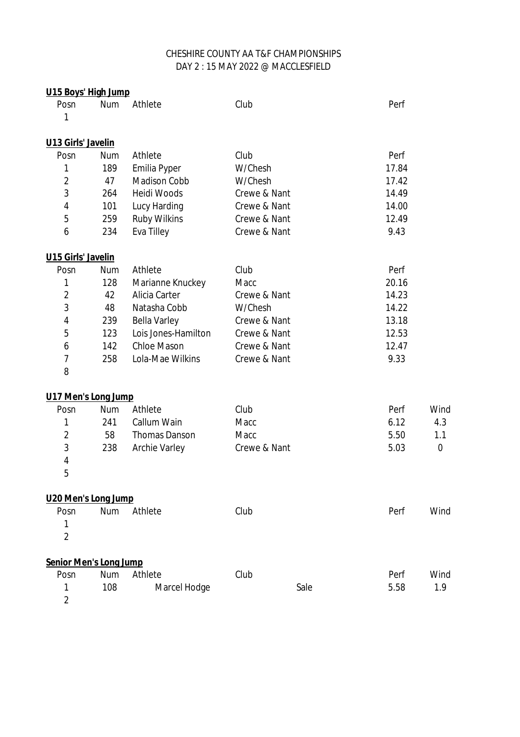CHESHIRE COUNTY AA T&F CHAMPIONSHIPS
DAY 2 : 15 MAY 2022 @ MACCLESFIELD

**U15 Boys' High Jump**

| Posn | Num | Athlete | Club | Perf |
|---|---|---|---|---|
| 1 | | | | |

**U13 Girls' Javelin**

| Posn | Num | Athlete | Club | Perf |
|---|---|---|---|---|
| 1 | 189 | Emilia Pyper | W/Chesh | 17.84 |
| 2 | 47 | Madison Cobb | W/Chesh | 17.42 |
| 3 | 264 | Heidi Woods | Crewe & Nant | 14.49 |
| 4 | 101 | Lucy Harding | Crewe & Nant | 14.00 |
| 5 | 259 | Ruby Wilkins | Crewe & Nant | 12.49 |
| 6 | 234 | Eva Tilley | Crewe & Nant | 9.43 |

**U15 Girls' Javelin**

| Posn | Num | Athlete | Club | Perf |
|---|---|---|---|---|
| 1 | 128 | Marianne Knuckey | Macc | 20.16 |
| 2 | 42 | Alicia Carter | Crewe & Nant | 14.23 |
| 3 | 48 | Natasha Cobb | W/Chesh | 14.22 |
| 4 | 239 | Bella Varley | Crewe & Nant | 13.18 |
| 5 | 123 | Lois Jones-Hamilton | Crewe & Nant | 12.53 |
| 6 | 142 | Chloe Mason | Crewe & Nant | 12.47 |
| 7 | 258 | Lola-Mae Wilkins | Crewe & Nant | 9.33 |
| 8 | | | | |

**U17 Men's Long Jump**

| Posn | Num | Athlete | Club | Perf | Wind |
|---|---|---|---|---|---|
| 1 | 241 | Callum Wain | Macc | 6.12 | 4.3 |
| 2 | 58 | Thomas Danson | Macc | 5.50 | 1.1 |
| 3 | 238 | Archie Varley | Crewe & Nant | 5.03 | 0 |
| 4 | | | | | |
| 5 | | | | | |

**U20 Men's Long Jump**

| Posn | Num | Athlete | Club | Perf | Wind |
|---|---|---|---|---|---|
| 1 | | | | | |
| 2 | | | | | |

**Senior Men's Long Jump**

| Posn | Num | Athlete | Club | Perf | Wind |
|---|---|---|---|---|---|
| 1 | 108 | Marcel Hodge | Sale | 5.58 | 1.9 |
| 2 | | | | | |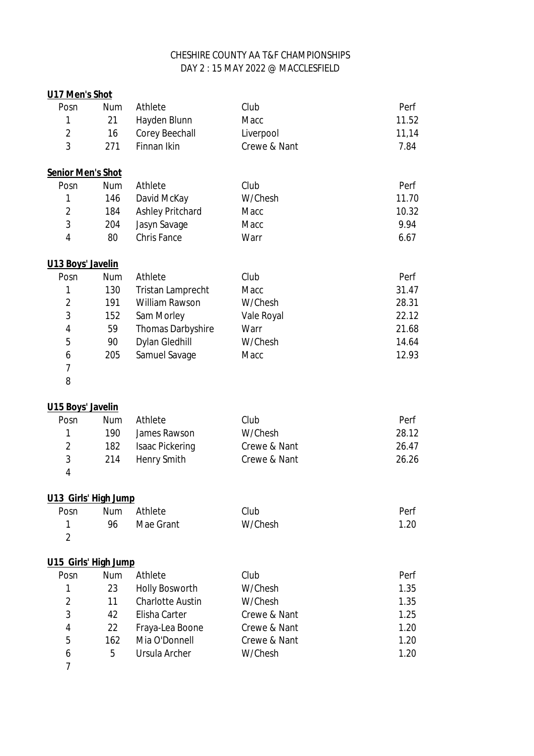CHESHIRE COUNTY AA T&F CHAMPIONSHIPS
DAY 2 : 15 MAY 2022 @ MACCLESFIELD

**U17 Men's Shot**

| Posn | Num | Athlete | Club | Perf |
|---|---|---|---|---|
| 1 | 21 | Hayden Blunn | Macc | 11.52 |
| 2 | 16 | Corey Beechall | Liverpool | 11,14 |
| 3 | 271 | Finnan Ikin | Crewe & Nant | 7.84 |

**Senior Men's Shot**

| Posn | Num | Athlete | Club | Perf |
|---|---|---|---|---|
| 1 | 146 | David McKay | W/Chesh | 11.70 |
| 2 | 184 | Ashley Pritchard | Macc | 10.32 |
| 3 | 204 | Jasyn Savage | Macc | 9.94 |
| 4 | 80 | Chris Fance | Warr | 6.67 |

**U13 Boys' Javelin**

| Posn | Num | Athlete | Club | Perf |
|---|---|---|---|---|
| 1 | 130 | Tristan Lamprecht | Macc | 31.47 |
| 2 | 191 | William Rawson | W/Chesh | 28.31 |
| 3 | 152 | Sam Morley | Vale Royal | 22.12 |
| 4 | 59 | Thomas Darbyshire | Warr | 21.68 |
| 5 | 90 | Dylan Gledhill | W/Chesh | 14.64 |
| 6 | 205 | Samuel Savage | Macc | 12.93 |
| 7 | | | | |
| 8 | | | | |

**U15 Boys' Javelin**

| Posn | Num | Athlete | Club | Perf |
|---|---|---|---|---|
| 1 | 190 | James Rawson | W/Chesh | 28.12 |
| 2 | 182 | Isaac Pickering | Crewe & Nant | 26.47 |
| 3 | 214 | Henry Smith | Crewe & Nant | 26.26 |
| 4 | | | | |

**U13 Girls' High Jump**

| Posn | Num | Athlete | Club | Perf |
|---|---|---|---|---|
| 1 | 96 | Mae Grant | W/Chesh | 1.20 |
| 2 | | | | |

**U15 Girls' High Jump**

| Posn | Num | Athlete | Club | Perf |
|---|---|---|---|---|
| 1 | 23 | Holly Bosworth | W/Chesh | 1.35 |
| 2 | 11 | Charlotte Austin | W/Chesh | 1.35 |
| 3 | 42 | Elisha Carter | Crewe & Nant | 1.25 |
| 4 | 22 | Fraya-Lea Boone | Crewe & Nant | 1.20 |
| 5 | 162 | Mia O'Donnell | Crewe & Nant | 1.20 |
| 6 | 5 | Ursula Archer | W/Chesh | 1.20 |
| 7 | | | | |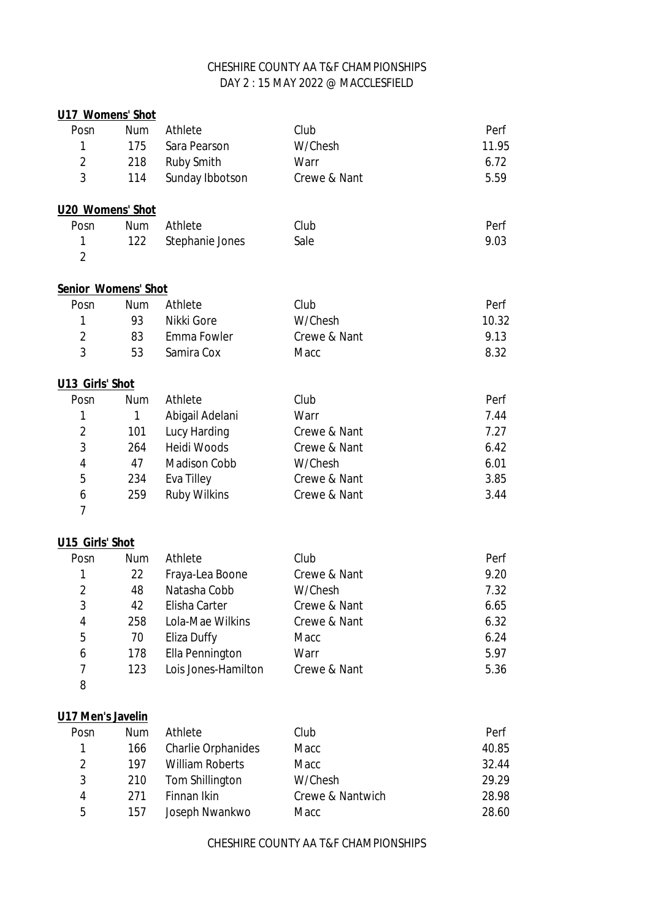CHESHIRE COUNTY AA T&F CHAMPIONSHIPS
DAY 2 : 15 MAY 2022 @ MACCLESFIELD

**U17 Womens' Shot**

| Posn | Num | Athlete | Club | Perf |
|---|---|---|---|---|
| 1 | 175 | Sara Pearson | W/Chesh | 11.95 |
| 2 | 218 | Ruby Smith | Warr | 6.72 |
| 3 | 114 | Sunday Ibbotson | Crewe & Nant | 5.59 |

**U20 Womens' Shot**

| Posn | Num | Athlete | Club | Perf |
|---|---|---|---|---|
| 1 | 122 | Stephanie Jones | Sale | 9.03 |
| 2 | | | | |

**Senior Womens' Shot**

| Posn | Num | Athlete | Club | Perf |
|---|---|---|---|---|
| 1 | 93 | Nikki Gore | W/Chesh | 10.32 |
| 2 | 83 | Emma Fowler | Crewe & Nant | 9.13 |
| 3 | 53 | Samira Cox | Macc | 8.32 |

**U13 Girls' Shot**

| Posn | Num | Athlete | Club | Perf |
|---|---|---|---|---|
| 1 | 1 | Abigail Adelani | Warr | 7.44 |
| 2 | 101 | Lucy Harding | Crewe & Nant | 7.27 |
| 3 | 264 | Heidi Woods | Crewe & Nant | 6.42 |
| 4 | 47 | Madison Cobb | W/Chesh | 6.01 |
| 5 | 234 | Eva Tilley | Crewe & Nant | 3.85 |
| 6 | 259 | Ruby Wilkins | Crewe & Nant | 3.44 |
| 7 | | | | |

**U15 Girls' Shot**

| Posn | Num | Athlete | Club | Perf |
|---|---|---|---|---|
| 1 | 22 | Fraya-Lea Boone | Crewe & Nant | 9.20 |
| 2 | 48 | Natasha Cobb | W/Chesh | 7.32 |
| 3 | 42 | Elisha Carter | Crewe & Nant | 6.65 |
| 4 | 258 | Lola-Mae Wilkins | Crewe & Nant | 6.32 |
| 5 | 70 | Eliza Duffy | Macc | 6.24 |
| 6 | 178 | Ella Pennington | Warr | 5.97 |
| 7 | 123 | Lois Jones-Hamilton | Crewe & Nant | 5.36 |
| 8 | | | | |

**U17 Men's Javelin**

| Posn | Num | Athlete | Club | Perf |
|---|---|---|---|---|
| 1 | 166 | Charlie Orphanides | Macc | 40.85 |
| 2 | 197 | William Roberts | Macc | 32.44 |
| 3 | 210 | Tom Shillington | W/Chesh | 29.29 |
| 4 | 271 | Finnan Ikin | Crewe & Nantwich | 28.98 |
| 5 | 157 | Joseph Nwankwo | Macc | 28.60 |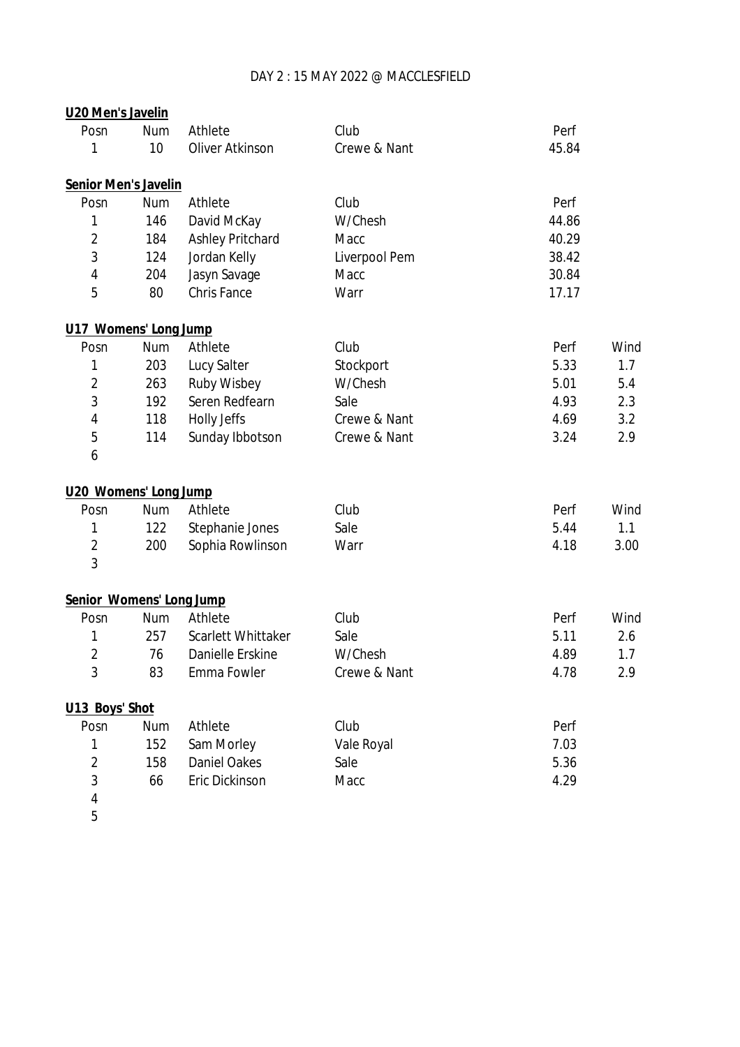DAY 2 : 15 MAY 2022 @ MACCLESFIELD

**U20 Men's Javelin**

| Posn | Num | Athlete | Club | Perf |
|---|---|---|---|---|
| 1 | 10 | Oliver Atkinson | Crewe & Nant | 45.84 |

**Senior Men's Javelin**

| Posn | Num | Athlete | Club | Perf |
|---|---|---|---|---|
| 1 | 146 | David McKay | W/Chesh | 44.86 |
| 2 | 184 | Ashley Pritchard | Macc | 40.29 |
| 3 | 124 | Jordan Kelly | Liverpool Pem | 38.42 |
| 4 | 204 | Jasyn Savage | Macc | 30.84 |
| 5 | 80 | Chris Fance | Warr | 17.17 |

**U17 Womens' Long Jump**

| Posn | Num | Athlete | Club | Perf | Wind |
|---|---|---|---|---|---|
| 1 | 203 | Lucy Salter | Stockport | 5.33 | 1.7 |
| 2 | 263 | Ruby Wisbey | W/Chesh | 5.01 | 5.4 |
| 3 | 192 | Seren Redfearn | Sale | 4.93 | 2.3 |
| 4 | 118 | Holly Jeffs | Crewe & Nant | 4.69 | 3.2 |
| 5 | 114 | Sunday Ibbotson | Crewe & Nant | 3.24 | 2.9 |
| 6 | | | | | |

**U20 Womens' Long Jump**

| Posn | Num | Athlete | Club | Perf | Wind |
|---|---|---|---|---|---|
| 1 | 122 | Stephanie Jones | Sale | 5.44 | 1.1 |
| 2 | 200 | Sophia Rowlinson | Warr | 4.18 | 3.00 |
| 3 | | | | | |

**Senior Womens' Long Jump**

| Posn | Num | Athlete | Club | Perf | Wind |
|---|---|---|---|---|---|
| 1 | 257 | Scarlett Whittaker | Sale | 5.11 | 2.6 |
| 2 | 76 | Danielle Erskine | W/Chesh | 4.89 | 1.7 |
| 3 | 83 | Emma Fowler | Crewe & Nant | 4.78 | 2.9 |

**U13 Boys' Shot**

| Posn | Num | Athlete | Club | Perf |
|---|---|---|---|---|
| 1 | 152 | Sam Morley | Vale Royal | 7.03 |
| 2 | 158 | Daniel Oakes | Sale | 5.36 |
| 3 | 66 | Eric Dickinson | Macc | 4.29 |
| 4 | | | | |
| 5 | | | | |